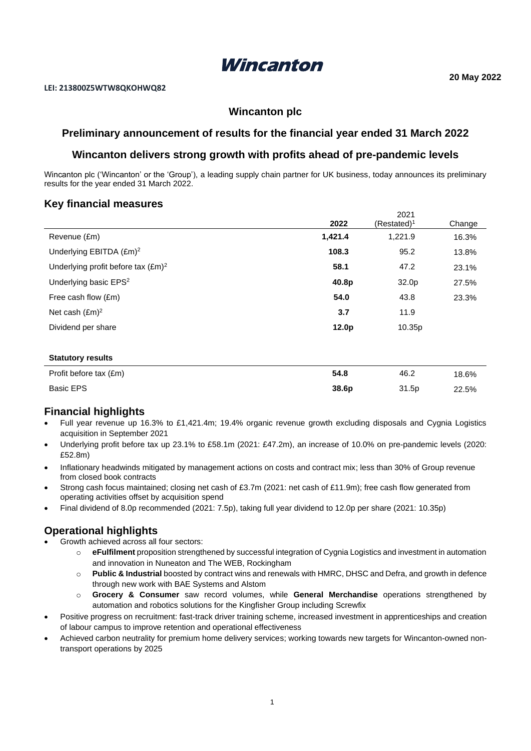# Wincanton

**20 May 2022**

**LEI: 213800Z5WTW8QKOHWQ82**

## Wincanton plc

## Preliminary announcement of results for the financial year ended 31 March 2022

## Wincanton delivers strong growth with profits ahead of pre-pandemic levels

Wincanton plc ('Wincanton' or the 'Group'), a leading supply chain partner for UK business, today announces its preliminary results for the year ended 31 March 2022.

## Key financial measures

| | 2022 | 2021 (Restated)[1] | Change |
|---|---|---|---|
| Revenue (£m) | **1,421.4** | 1,221.9 | 16.3% |
| Underlying EBITDA (£m)[2] | **108.3** | 95.2 | 13.8% |
| Underlying profit before tax (£m)[2] | **58.1** | 47.2 | 23.1% |
| Underlying basic EPS[2] | **40.8p** | 32.0p | 27.5% |
| Free cash flow (£m) | **54.0** | 43.8 | 23.3% |
| Net cash (£m)[2] | **3.7** | 11.9 | |
| Dividend per share | **12.0p** | 10.35p | |
| **Statutory results** | | | |
| Profit before tax (£m) | **54.8** | 46.2 | 18.6% |
| Basic EPS | **38.6p** | 31.5p | 22.5% |

## Financial highlights

- Full year revenue up 16.3% to £1,421.4m; 19.4% organic revenue growth excluding disposals and Cygnia Logistics acquisition in September 2021
- Underlying profit before tax up 23.1% to £58.1m (2021: £47.2m), an increase of 10.0% on pre-pandemic levels (2020: £52.8m)
- Inflationary headwinds mitigated by management actions on costs and contract mix; less than 30% of Group revenue from closed book contracts
- Strong cash focus maintained; closing net cash of £3.7m (2021: net cash of £11.9m); free cash flow generated from operating activities offset by acquisition spend
- Final dividend of 8.0p recommended (2021: 7.5p), taking full year dividend to 12.0p per share (2021: 10.35p)

## Operational highlights

- Growth achieved across all four sectors:
  - **eFulfilment** proposition strengthened by successful integration of Cygnia Logistics and investment in automation and innovation in Nuneaton and The WEB, Rockingham
  - **Public & Industrial** boosted by contract wins and renewals with HMRC, DHSC and Defra, and growth in defence through new work with BAE Systems and Alstom
  - **Grocery & Consumer** saw record volumes, while **General Merchandise** operations strengthened by automation and robotics solutions for the Kingfisher Group including Screwfix
- Positive progress on recruitment: fast-track driver training scheme, increased investment in apprenticeships and creation of labour campus to improve retention and operational effectiveness
- Achieved carbon neutrality for premium home delivery services; working towards new targets for Wincanton-owned non-transport operations by 2025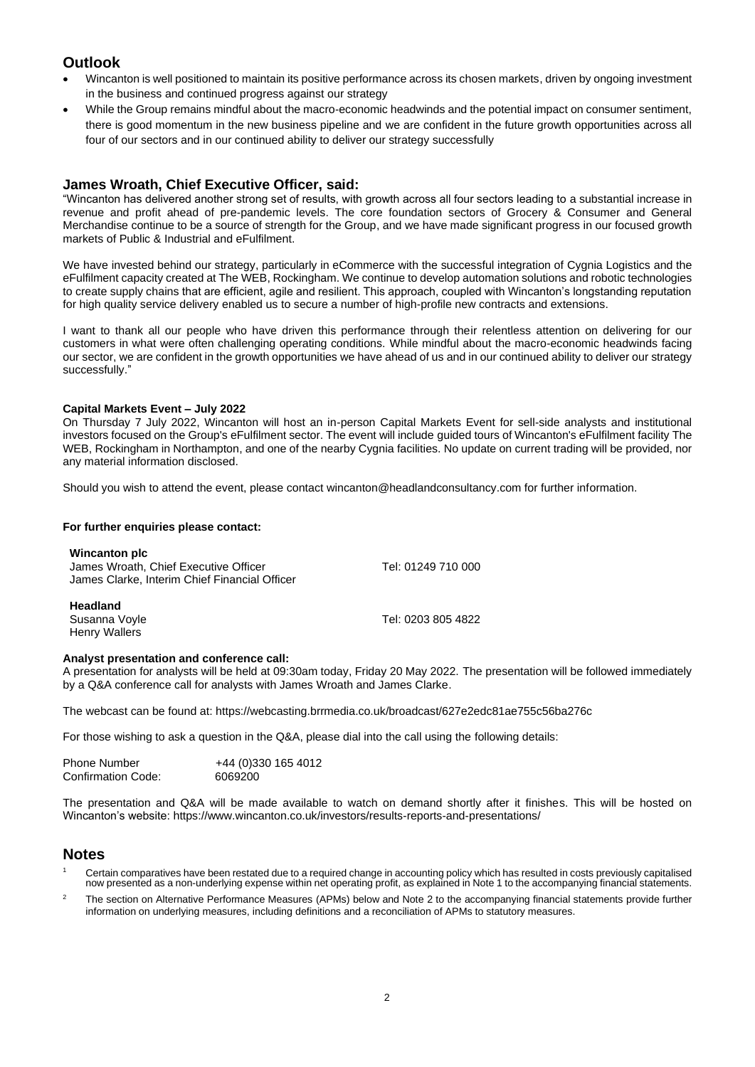## Outlook

- Wincanton is well positioned to maintain its positive performance across its chosen markets, driven by ongoing investment in the business and continued progress against our strategy
- While the Group remains mindful about the macro-economic headwinds and the potential impact on consumer sentiment, there is good momentum in the new business pipeline and we are confident in the future growth opportunities across all four of our sectors and in our continued ability to deliver our strategy successfully

## James Wroath, Chief Executive Officer, said:

"Wincanton has delivered another strong set of results, with growth across all four sectors leading to a substantial increase in revenue and profit ahead of pre-pandemic levels. The core foundation sectors of Grocery & Consumer and General Merchandise continue to be a source of strength for the Group, and we have made significant progress in our focused growth markets of Public & Industrial and eFulfilment.

We have invested behind our strategy, particularly in eCommerce with the successful integration of Cygnia Logistics and the eFulfilment capacity created at The WEB, Rockingham. We continue to develop automation solutions and robotic technologies to create supply chains that are efficient, agile and resilient. This approach, coupled with Wincanton's longstanding reputation for high quality service delivery enabled us to secure a number of high-profile new contracts and extensions.

I want to thank all our people who have driven this performance through their relentless attention on delivering for our customers in what were often challenging operating conditions. While mindful about the macro-economic headwinds facing our sector, we are confident in the growth opportunities we have ahead of us and in our continued ability to deliver our strategy successfully."

**Capital Markets Event – July 2022**

On Thursday 7 July 2022, Wincanton will host an in-person Capital Markets Event for sell-side analysts and institutional investors focused on the Group's eFulfilment sector. The event will include guided tours of Wincanton's eFulfilment facility The WEB, Rockingham in Northampton, and one of the nearby Cygnia facilities. No update on current trading will be provided, nor any material information disclosed.

Should you wish to attend the event, please contact wincanton@headlandconsultancy.com for further information.

**For further enquiries please contact:**

| | |
|---|---|
| **Wincanton plc** | |
| James Wroath, Chief Executive Officer | Tel: 01249 710 000 |
| James Clarke, Interim Chief Financial Officer | |
| **Headland** | |
| Susanna Voyle | Tel: 0203 805 4822 |
| Henry Wallers | |

**Analyst presentation and conference call:**

A presentation for analysts will be held at 09:30am today, Friday 20 May 2022. The presentation will be followed immediately by a Q&A conference call for analysts with James Wroath and James Clarke.

The webcast can be found at: https://webcasting.brrmedia.co.uk/broadcast/627e2edc81ae755c56ba276c

For those wishing to ask a question in the Q&A, please dial into the call using the following details:

| | |
|---|---|
| Phone Number | +44 (0)330 165 4012 |
| Confirmation Code: | 6069200 |

The presentation and Q&A will be made available to watch on demand shortly after it finishes. This will be hosted on Wincanton's website: https://www.wincanton.co.uk/investors/results-reports-and-presentations/

## Notes

[1] Certain comparatives have been restated due to a required change in accounting policy which has resulted in costs previously capitalised now presented as a non-underlying expense within net operating profit, as explained in Note 1 to the accompanying financial statements.

[2] The section on Alternative Performance Measures (APMs) below and Note 2 to the accompanying financial statements provide further information on underlying measures, including definitions and a reconciliation of APMs to statutory measures.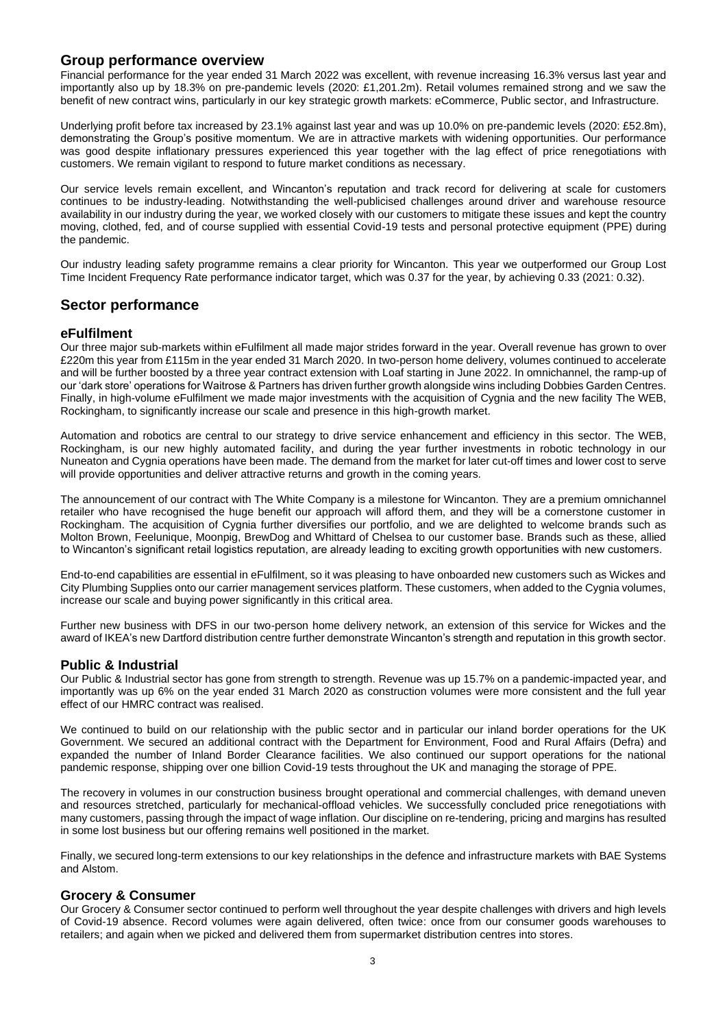## Group performance overview

Financial performance for the year ended 31 March 2022 was excellent, with revenue increasing 16.3% versus last year and importantly also up by 18.3% on pre-pandemic levels (2020: £1,201.2m). Retail volumes remained strong and we saw the benefit of new contract wins, particularly in our key strategic growth markets: eCommerce, Public sector, and Infrastructure.

Underlying profit before tax increased by 23.1% against last year and was up 10.0% on pre-pandemic levels (2020: £52.8m), demonstrating the Group's positive momentum. We are in attractive markets with widening opportunities. Our performance was good despite inflationary pressures experienced this year together with the lag effect of price renegotiations with customers. We remain vigilant to respond to future market conditions as necessary.

Our service levels remain excellent, and Wincanton's reputation and track record for delivering at scale for customers continues to be industry-leading. Notwithstanding the well-publicised challenges around driver and warehouse resource availability in our industry during the year, we worked closely with our customers to mitigate these issues and kept the country moving, clothed, fed, and of course supplied with essential Covid-19 tests and personal protective equipment (PPE) during the pandemic.

Our industry leading safety programme remains a clear priority for Wincanton. This year we outperformed our Group Lost Time Incident Frequency Rate performance indicator target, which was 0.37 for the year, by achieving 0.33 (2021: 0.32).

## Sector performance

### eFulfilment

Our three major sub-markets within eFulfilment all made major strides forward in the year. Overall revenue has grown to over £220m this year from £115m in the year ended 31 March 2020. In two-person home delivery, volumes continued to accelerate and will be further boosted by a three year contract extension with Loaf starting in June 2022. In omnichannel, the ramp-up of our 'dark store' operations for Waitrose & Partners has driven further growth alongside wins including Dobbies Garden Centres. Finally, in high-volume eFulfilment we made major investments with the acquisition of Cygnia and the new facility The WEB, Rockingham, to significantly increase our scale and presence in this high-growth market.

Automation and robotics are central to our strategy to drive service enhancement and efficiency in this sector. The WEB, Rockingham, is our new highly automated facility, and during the year further investments in robotic technology in our Nuneaton and Cygnia operations have been made. The demand from the market for later cut-off times and lower cost to serve will provide opportunities and deliver attractive returns and growth in the coming years.

The announcement of our contract with The White Company is a milestone for Wincanton. They are a premium omnichannel retailer who have recognised the huge benefit our approach will afford them, and they will be a cornerstone customer in Rockingham. The acquisition of Cygnia further diversifies our portfolio, and we are delighted to welcome brands such as Molton Brown, Feelunique, Moonpig, BrewDog and Whittard of Chelsea to our customer base. Brands such as these, allied to Wincanton's significant retail logistics reputation, are already leading to exciting growth opportunities with new customers.

End-to-end capabilities are essential in eFulfilment, so it was pleasing to have onboarded new customers such as Wickes and City Plumbing Supplies onto our carrier management services platform. These customers, when added to the Cygnia volumes, increase our scale and buying power significantly in this critical area.

Further new business with DFS in our two-person home delivery network, an extension of this service for Wickes and the award of IKEA's new Dartford distribution centre further demonstrate Wincanton's strength and reputation in this growth sector.

### Public & Industrial

Our Public & Industrial sector has gone from strength to strength. Revenue was up 15.7% on a pandemic-impacted year, and importantly was up 6% on the year ended 31 March 2020 as construction volumes were more consistent and the full year effect of our HMRC contract was realised.

We continued to build on our relationship with the public sector and in particular our inland border operations for the UK Government. We secured an additional contract with the Department for Environment, Food and Rural Affairs (Defra) and expanded the number of Inland Border Clearance facilities. We also continued our support operations for the national pandemic response, shipping over one billion Covid-19 tests throughout the UK and managing the storage of PPE.

The recovery in volumes in our construction business brought operational and commercial challenges, with demand uneven and resources stretched, particularly for mechanical-offload vehicles. We successfully concluded price renegotiations with many customers, passing through the impact of wage inflation. Our discipline on re-tendering, pricing and margins has resulted in some lost business but our offering remains well positioned in the market.

Finally, we secured long-term extensions to our key relationships in the defence and infrastructure markets with BAE Systems and Alstom.

### Grocery & Consumer

Our Grocery & Consumer sector continued to perform well throughout the year despite challenges with drivers and high levels of Covid-19 absence. Record volumes were again delivered, often twice: once from our consumer goods warehouses to retailers; and again when we picked and delivered them from supermarket distribution centres into stores.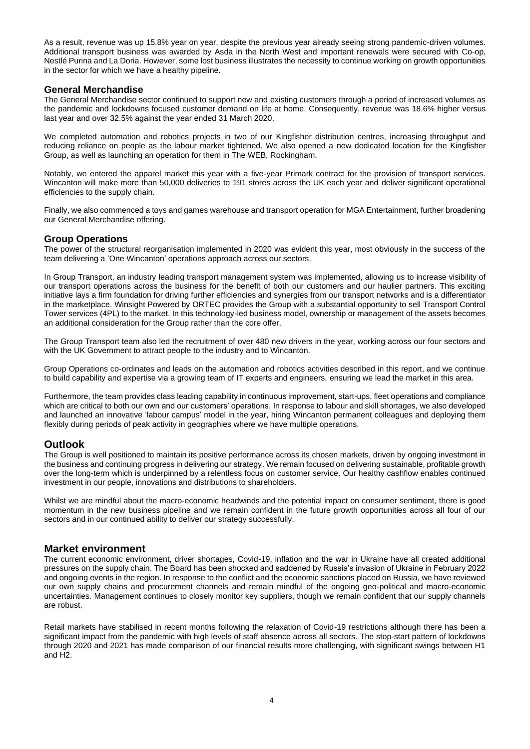As a result, revenue was up 15.8% year on year, despite the previous year already seeing strong pandemic-driven volumes. Additional transport business was awarded by Asda in the North West and important renewals were secured with Co-op, Nestlé Purina and La Doria. However, some lost business illustrates the necessity to continue working on growth opportunities in the sector for which we have a healthy pipeline.

## General Merchandise

The General Merchandise sector continued to support new and existing customers through a period of increased volumes as the pandemic and lockdowns focused customer demand on life at home. Consequently, revenue was 18.6% higher versus last year and over 32.5% against the year ended 31 March 2020.

We completed automation and robotics projects in two of our Kingfisher distribution centres, increasing throughput and reducing reliance on people as the labour market tightened. We also opened a new dedicated location for the Kingfisher Group, as well as launching an operation for them in The WEB, Rockingham.

Notably, we entered the apparel market this year with a five-year Primark contract for the provision of transport services. Wincanton will make more than 50,000 deliveries to 191 stores across the UK each year and deliver significant operational efficiencies to the supply chain.

Finally, we also commenced a toys and games warehouse and transport operation for MGA Entertainment, further broadening our General Merchandise offering.

## Group Operations

The power of the structural reorganisation implemented in 2020 was evident this year, most obviously in the success of the team delivering a 'One Wincanton' operations approach across our sectors.

In Group Transport, an industry leading transport management system was implemented, allowing us to increase visibility of our transport operations across the business for the benefit of both our customers and our haulier partners. This exciting initiative lays a firm foundation for driving further efficiencies and synergies from our transport networks and is a differentiator in the marketplace. Winsight Powered by ORTEC provides the Group with a substantial opportunity to sell Transport Control Tower services (4PL) to the market. In this technology-led business model, ownership or management of the assets becomes an additional consideration for the Group rather than the core offer.

The Group Transport team also led the recruitment of over 480 new drivers in the year, working across our four sectors and with the UK Government to attract people to the industry and to Wincanton.

Group Operations co-ordinates and leads on the automation and robotics activities described in this report, and we continue to build capability and expertise via a growing team of IT experts and engineers, ensuring we lead the market in this area.

Furthermore, the team provides class leading capability in continuous improvement, start-ups, fleet operations and compliance which are critical to both our own and our customers' operations. In response to labour and skill shortages, we also developed and launched an innovative 'labour campus' model in the year, hiring Wincanton permanent colleagues and deploying them flexibly during periods of peak activity in geographies where we have multiple operations.

## Outlook

The Group is well positioned to maintain its positive performance across its chosen markets, driven by ongoing investment in the business and continuing progress in delivering our strategy. We remain focused on delivering sustainable, profitable growth over the long-term which is underpinned by a relentless focus on customer service. Our healthy cashflow enables continued investment in our people, innovations and distributions to shareholders.

Whilst we are mindful about the macro-economic headwinds and the potential impact on consumer sentiment, there is good momentum in the new business pipeline and we remain confident in the future growth opportunities across all four of our sectors and in our continued ability to deliver our strategy successfully.

## Market environment

The current economic environment, driver shortages, Covid-19, inflation and the war in Ukraine have all created additional pressures on the supply chain. The Board has been shocked and saddened by Russia's invasion of Ukraine in February 2022 and ongoing events in the region. In response to the conflict and the economic sanctions placed on Russia, we have reviewed our own supply chains and procurement channels and remain mindful of the ongoing geo-political and macro-economic uncertainties. Management continues to closely monitor key suppliers, though we remain confident that our supply channels are robust.

Retail markets have stabilised in recent months following the relaxation of Covid-19 restrictions although there has been a significant impact from the pandemic with high levels of staff absence across all sectors. The stop-start pattern of lockdowns through 2020 and 2021 has made comparison of our financial results more challenging, with significant swings between H1 and H2.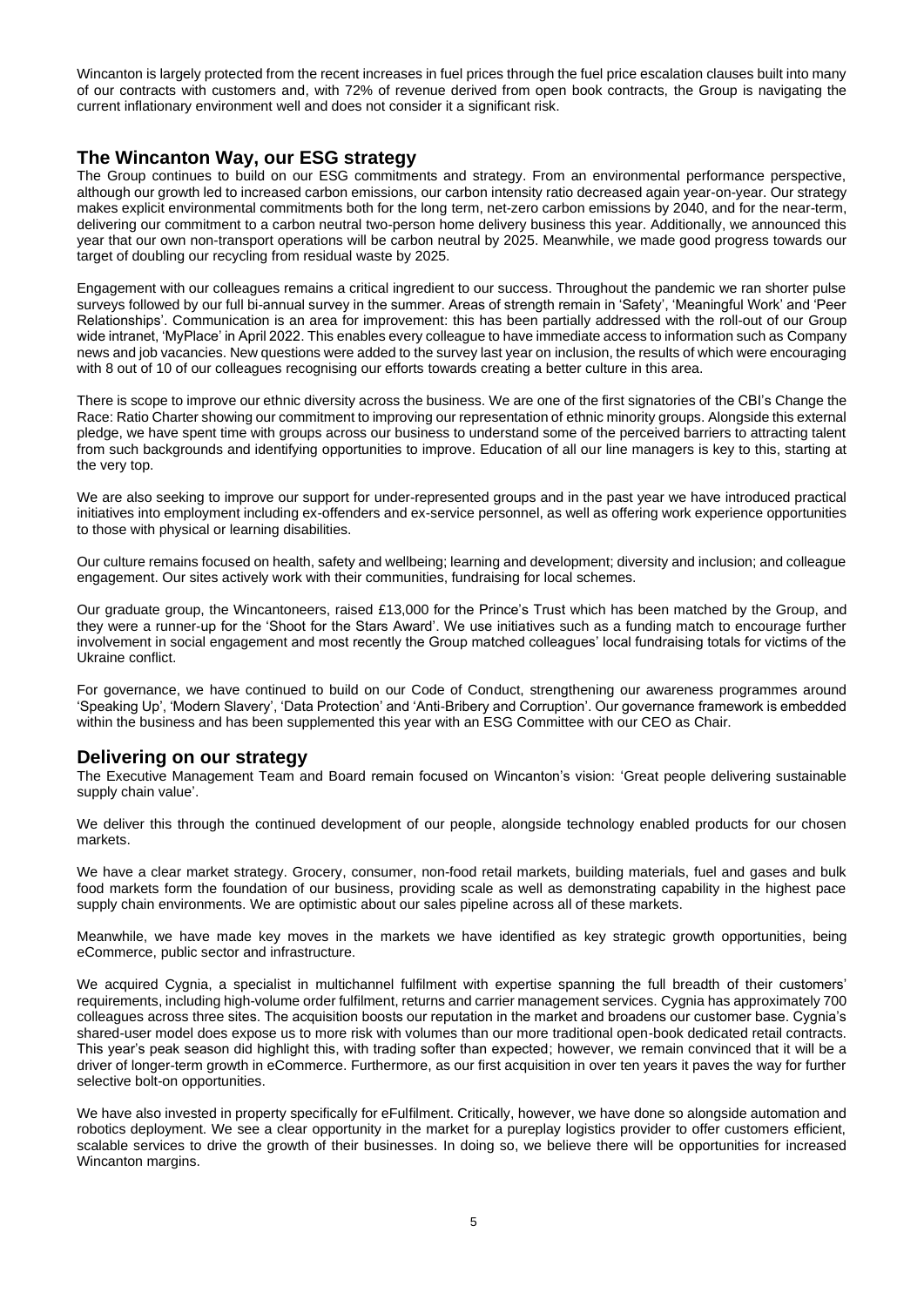Wincanton is largely protected from the recent increases in fuel prices through the fuel price escalation clauses built into many of our contracts with customers and, with 72% of revenue derived from open book contracts, the Group is navigating the current inflationary environment well and does not consider it a significant risk.

## The Wincanton Way, our ESG strategy

The Group continues to build on our ESG commitments and strategy. From an environmental performance perspective, although our growth led to increased carbon emissions, our carbon intensity ratio decreased again year-on-year. Our strategy makes explicit environmental commitments both for the long term, net-zero carbon emissions by 2040, and for the near-term, delivering our commitment to a carbon neutral two-person home delivery business this year. Additionally, we announced this year that our own non-transport operations will be carbon neutral by 2025. Meanwhile, we made good progress towards our target of doubling our recycling from residual waste by 2025.

Engagement with our colleagues remains a critical ingredient to our success. Throughout the pandemic we ran shorter pulse surveys followed by our full bi-annual survey in the summer. Areas of strength remain in 'Safety', 'Meaningful Work' and 'Peer Relationships'. Communication is an area for improvement: this has been partially addressed with the roll-out of our Group wide intranet, 'MyPlace' in April 2022. This enables every colleague to have immediate access to information such as Company news and job vacancies. New questions were added to the survey last year on inclusion, the results of which were encouraging with 8 out of 10 of our colleagues recognising our efforts towards creating a better culture in this area.

There is scope to improve our ethnic diversity across the business. We are one of the first signatories of the CBI's Change the Race: Ratio Charter showing our commitment to improving our representation of ethnic minority groups. Alongside this external pledge, we have spent time with groups across our business to understand some of the perceived barriers to attracting talent from such backgrounds and identifying opportunities to improve. Education of all our line managers is key to this, starting at the very top.

We are also seeking to improve our support for under-represented groups and in the past year we have introduced practical initiatives into employment including ex-offenders and ex-service personnel, as well as offering work experience opportunities to those with physical or learning disabilities.

Our culture remains focused on health, safety and wellbeing; learning and development; diversity and inclusion; and colleague engagement. Our sites actively work with their communities, fundraising for local schemes.

Our graduate group, the Wincantoneers, raised £13,000 for the Prince's Trust which has been matched by the Group, and they were a runner-up for the 'Shoot for the Stars Award'. We use initiatives such as a funding match to encourage further involvement in social engagement and most recently the Group matched colleagues' local fundraising totals for victims of the Ukraine conflict.

For governance, we have continued to build on our Code of Conduct, strengthening our awareness programmes around 'Speaking Up', 'Modern Slavery', 'Data Protection' and 'Anti-Bribery and Corruption'. Our governance framework is embedded within the business and has been supplemented this year with an ESG Committee with our CEO as Chair.

## Delivering on our strategy

The Executive Management Team and Board remain focused on Wincanton's vision: 'Great people delivering sustainable supply chain value'.

We deliver this through the continued development of our people, alongside technology enabled products for our chosen markets.

We have a clear market strategy. Grocery, consumer, non-food retail markets, building materials, fuel and gases and bulk food markets form the foundation of our business, providing scale as well as demonstrating capability in the highest pace supply chain environments. We are optimistic about our sales pipeline across all of these markets.

Meanwhile, we have made key moves in the markets we have identified as key strategic growth opportunities, being eCommerce, public sector and infrastructure.

We acquired Cygnia, a specialist in multichannel fulfilment with expertise spanning the full breadth of their customers' requirements, including high-volume order fulfilment, returns and carrier management services. Cygnia has approximately 700 colleagues across three sites. The acquisition boosts our reputation in the market and broadens our customer base. Cygnia's shared-user model does expose us to more risk with volumes than our more traditional open-book dedicated retail contracts. This year's peak season did highlight this, with trading softer than expected; however, we remain convinced that it will be a driver of longer-term growth in eCommerce. Furthermore, as our first acquisition in over ten years it paves the way for further selective bolt-on opportunities.

We have also invested in property specifically for eFulfilment. Critically, however, we have done so alongside automation and robotics deployment. We see a clear opportunity in the market for a pureplay logistics provider to offer customers efficient, scalable services to drive the growth of their businesses. In doing so, we believe there will be opportunities for increased Wincanton margins.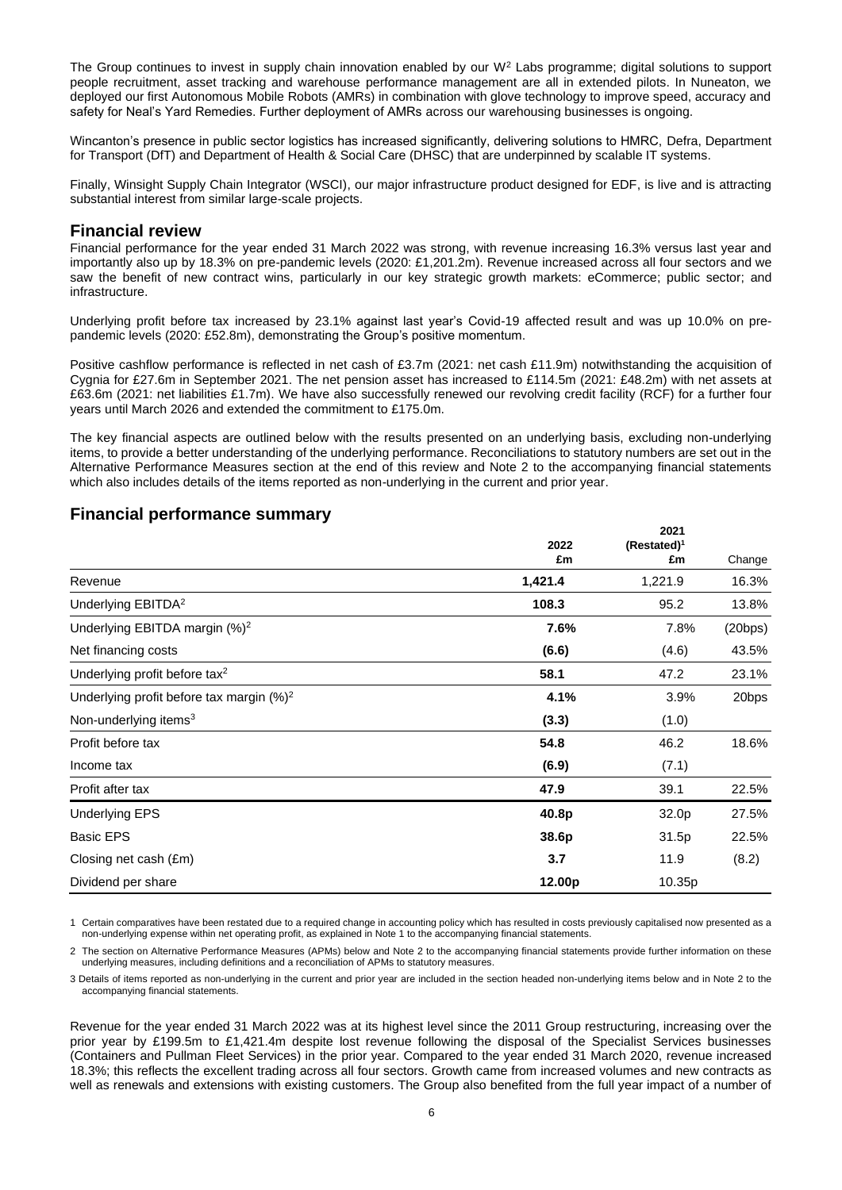The Group continues to invest in supply chain innovation enabled by our $W^2$ Labs programme; digital solutions to support people recruitment, asset tracking and warehouse performance management are all in extended pilots. In Nuneaton, we deployed our first Autonomous Mobile Robots (AMRs) in combination with glove technology to improve speed, accuracy and safety for Neal's Yard Remedies. Further deployment of AMRs across our warehousing businesses is ongoing.

Wincanton's presence in public sector logistics has increased significantly, delivering solutions to HMRC, Defra, Department for Transport (DfT) and Department of Health & Social Care (DHSC) that are underpinned by scalable IT systems.

Finally, Winsight Supply Chain Integrator (WSCI), our major infrastructure product designed for EDF, is live and is attracting substantial interest from similar large-scale projects.

## Financial review

Financial performance for the year ended 31 March 2022 was strong, with revenue increasing 16.3% versus last year and importantly also up by 18.3% on pre-pandemic levels (2020: £1,201.2m). Revenue increased across all four sectors and we saw the benefit of new contract wins, particularly in our key strategic growth markets: eCommerce; public sector; and infrastructure.

Underlying profit before tax increased by 23.1% against last year's Covid-19 affected result and was up 10.0% on pre-pandemic levels (2020: £52.8m), demonstrating the Group's positive momentum.

Positive cashflow performance is reflected in net cash of £3.7m (2021: net cash £11.9m) notwithstanding the acquisition of Cygnia for £27.6m in September 2021. The net pension asset has increased to £114.5m (2021: £48.2m) with net assets at £63.6m (2021: net liabilities £1.7m). We have also successfully renewed our revolving credit facility (RCF) for a further four years until March 2026 and extended the commitment to £175.0m.

The key financial aspects are outlined below with the results presented on an underlying basis, excluding non-underlying items, to provide a better understanding of the underlying performance. Reconciliations to statutory numbers are set out in the Alternative Performance Measures section at the end of this review and Note 2 to the accompanying financial statements which also includes details of the items reported as non-underlying in the current and prior year.

## Financial performance summary

| | 2022 £m | 2021 (Restated)[1] £m | Change |
|---|---|---|---|
| Revenue | **1,421.4** | 1,221.9 | 16.3% |
| Underlying EBITDA[2] | **108.3** | 95.2 | 13.8% |
| Underlying EBITDA margin (%)[2] | **7.6%** | 7.8% | (20bps) |
| Net financing costs | **(6.6)** | (4.6) | 43.5% |
| Underlying profit before tax[2] | **58.1** | 47.2 | 23.1% |
| Underlying profit before tax margin (%)[2] | **4.1%** | 3.9% | 20bps |
| Non-underlying items[3] | **(3.3)** | (1.0) | |
| Profit before tax | **54.8** | 46.2 | 18.6% |
| Income tax | **(6.9)** | (7.1) | |
| Profit after tax | **47.9** | 39.1 | 22.5% |
| Underlying EPS | **40.8p** | 32.0p | 27.5% |
| Basic EPS | **38.6p** | 31.5p | 22.5% |
| Closing net cash (£m) | **3.7** | 11.9 | (8.2) |
| Dividend per share | **12.00p** | 10.35p | |

1 Certain comparatives have been restated due to a required change in accounting policy which has resulted in costs previously capitalised now presented as a non-underlying expense within net operating profit, as explained in Note 1 to the accompanying financial statements.

2 The section on Alternative Performance Measures (APMs) below and Note 2 to the accompanying financial statements provide further information on these underlying measures, including definitions and a reconciliation of APMs to statutory measures.

3 Details of items reported as non-underlying in the current and prior year are included in the section headed non-underlying items below and in Note 2 to the accompanying financial statements.

Revenue for the year ended 31 March 2022 was at its highest level since the 2011 Group restructuring, increasing over the prior year by £199.5m to £1,421.4m despite lost revenue following the disposal of the Specialist Services businesses (Containers and Pullman Fleet Services) in the prior year. Compared to the year ended 31 March 2020, revenue increased 18.3%; this reflects the excellent trading across all four sectors. Growth came from increased volumes and new contracts as well as renewals and extensions with existing customers. The Group also benefited from the full year impact of a number of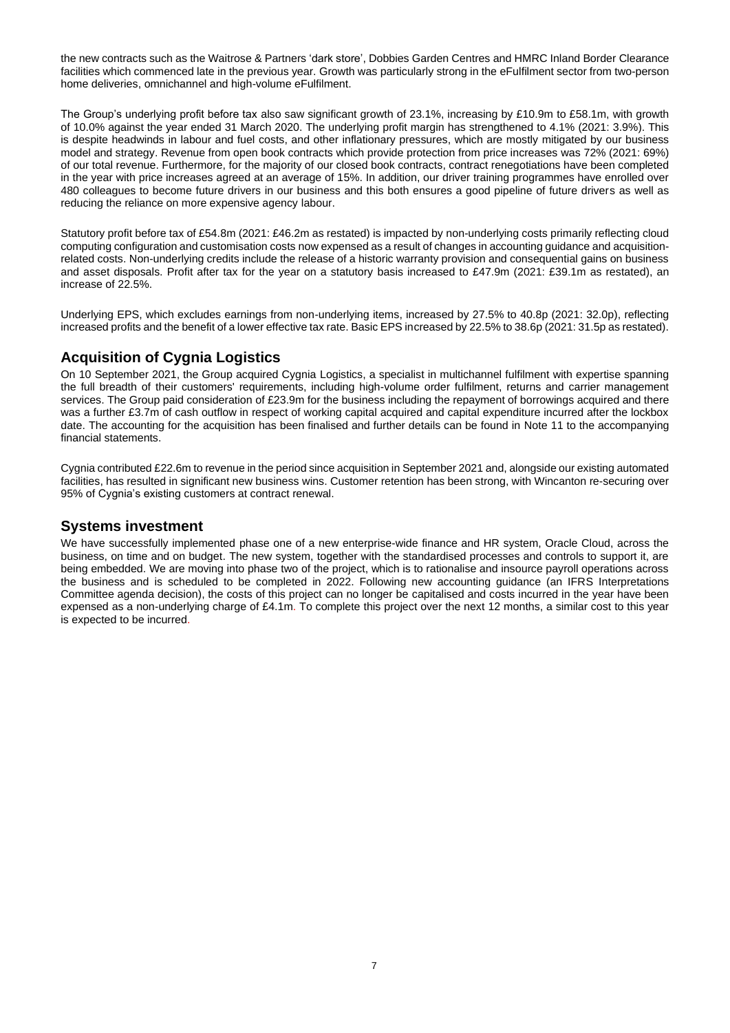the new contracts such as the Waitrose & Partners 'dark store', Dobbies Garden Centres and HMRC Inland Border Clearance facilities which commenced late in the previous year. Growth was particularly strong in the eFulfilment sector from two-person home deliveries, omnichannel and high-volume eFulfilment.

The Group's underlying profit before tax also saw significant growth of 23.1%, increasing by £10.9m to £58.1m, with growth of 10.0% against the year ended 31 March 2020. The underlying profit margin has strengthened to 4.1% (2021: 3.9%). This is despite headwinds in labour and fuel costs, and other inflationary pressures, which are mostly mitigated by our business model and strategy. Revenue from open book contracts which provide protection from price increases was 72% (2021: 69%) of our total revenue. Furthermore, for the majority of our closed book contracts, contract renegotiations have been completed in the year with price increases agreed at an average of 15%. In addition, our driver training programmes have enrolled over 480 colleagues to become future drivers in our business and this both ensures a good pipeline of future drivers as well as reducing the reliance on more expensive agency labour.

Statutory profit before tax of £54.8m (2021: £46.2m as restated) is impacted by non-underlying costs primarily reflecting cloud computing configuration and customisation costs now expensed as a result of changes in accounting guidance and acquisition-related costs. Non-underlying credits include the release of a historic warranty provision and consequential gains on business and asset disposals. Profit after tax for the year on a statutory basis increased to £47.9m (2021: £39.1m as restated), an increase of 22.5%.

Underlying EPS, which excludes earnings from non-underlying items, increased by 27.5% to 40.8p (2021: 32.0p), reflecting increased profits and the benefit of a lower effective tax rate. Basic EPS increased by 22.5% to 38.6p (2021: 31.5p as restated).

## Acquisition of Cygnia Logistics

On 10 September 2021, the Group acquired Cygnia Logistics, a specialist in multichannel fulfilment with expertise spanning the full breadth of their customers' requirements, including high-volume order fulfilment, returns and carrier management services. The Group paid consideration of £23.9m for the business including the repayment of borrowings acquired and there was a further £3.7m of cash outflow in respect of working capital acquired and capital expenditure incurred after the lockbox date. The accounting for the acquisition has been finalised and further details can be found in Note 11 to the accompanying financial statements.

Cygnia contributed £22.6m to revenue in the period since acquisition in September 2021 and, alongside our existing automated facilities, has resulted in significant new business wins. Customer retention has been strong, with Wincanton re-securing over 95% of Cygnia's existing customers at contract renewal.

## Systems investment

We have successfully implemented phase one of a new enterprise-wide finance and HR system, Oracle Cloud, across the business, on time and on budget. The new system, together with the standardised processes and controls to support it, are being embedded. We are moving into phase two of the project, which is to rationalise and insource payroll operations across the business and is scheduled to be completed in 2022. Following new accounting guidance (an IFRS Interpretations Committee agenda decision), the costs of this project can no longer be capitalised and costs incurred in the year have been expensed as a non-underlying charge of £4.1m. To complete this project over the next 12 months, a similar cost to this year is expected to be incurred.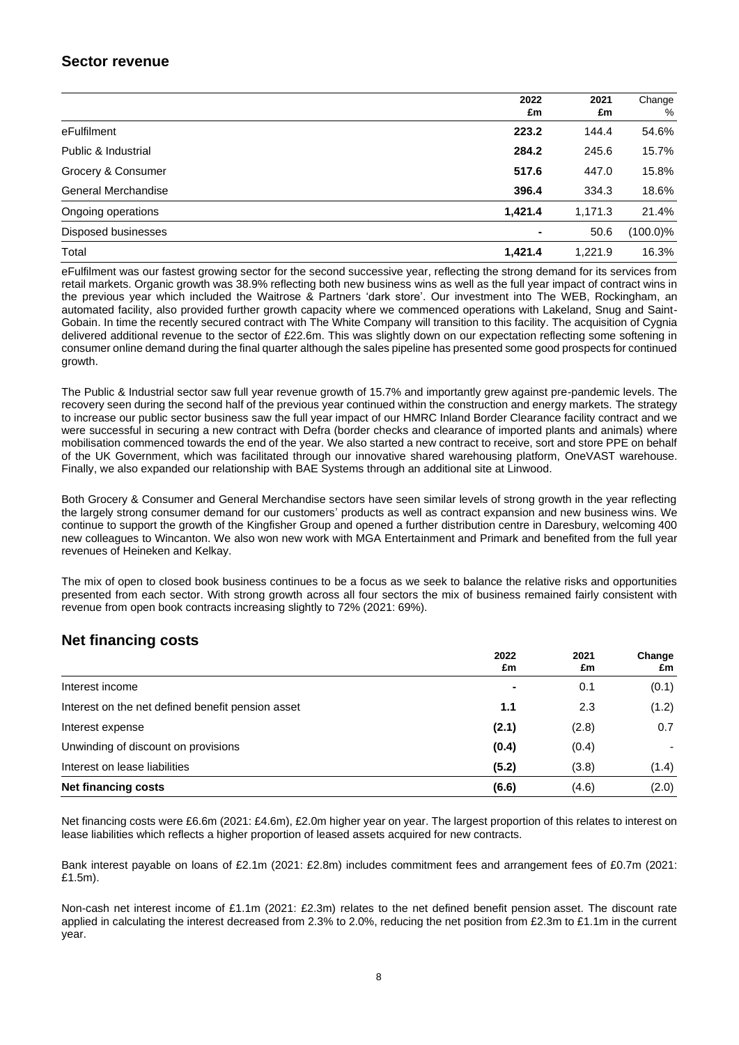## Sector revenue

| | 2022 £m | 2021 £m | Change % |
|---|---|---|---|
| eFulfilment | **223.2** | 144.4 | 54.6% |
| Public & Industrial | **284.2** | 245.6 | 15.7% |
| Grocery & Consumer | **517.6** | 447.0 | 15.8% |
| General Merchandise | **396.4** | 334.3 | 18.6% |
| Ongoing operations | **1,421.4** | 1,171.3 | 21.4% |
| Disposed businesses | **-** | 50.6 | (100.0)% |
| Total | **1,421.4** | 1,221.9 | 16.3% |

eFulfilment was our fastest growing sector for the second successive year, reflecting the strong demand for its services from retail markets. Organic growth was 38.9% reflecting both new business wins as well as the full year impact of contract wins in the previous year which included the Waitrose & Partners 'dark store'. Our investment into The WEB, Rockingham, an automated facility, also provided further growth capacity where we commenced operations with Lakeland, Snug and Saint-Gobain. In time the recently secured contract with The White Company will transition to this facility. The acquisition of Cygnia delivered additional revenue to the sector of £22.6m. This was slightly down on our expectation reflecting some softening in consumer online demand during the final quarter although the sales pipeline has presented some good prospects for continued growth.

The Public & Industrial sector saw full year revenue growth of 15.7% and importantly grew against pre-pandemic levels. The recovery seen during the second half of the previous year continued within the construction and energy markets. The strategy to increase our public sector business saw the full year impact of our HMRC Inland Border Clearance facility contract and we were successful in securing a new contract with Defra (border checks and clearance of imported plants and animals) where mobilisation commenced towards the end of the year. We also started a new contract to receive, sort and store PPE on behalf of the UK Government, which was facilitated through our innovative shared warehousing platform, OneVAST warehouse. Finally, we also expanded our relationship with BAE Systems through an additional site at Linwood.

Both Grocery & Consumer and General Merchandise sectors have seen similar levels of strong growth in the year reflecting the largely strong consumer demand for our customers' products as well as contract expansion and new business wins. We continue to support the growth of the Kingfisher Group and opened a further distribution centre in Daresbury, welcoming 400 new colleagues to Wincanton. We also won new work with MGA Entertainment and Primark and benefited from the full year revenues of Heineken and Kelkay.

The mix of open to closed book business continues to be a focus as we seek to balance the relative risks and opportunities presented from each sector. With strong growth across all four sectors the mix of business remained fairly consistent with revenue from open book contracts increasing slightly to 72% (2021: 69%).

## Net financing costs

| | 2022 £m | 2021 £m | Change £m |
|---|---|---|---|
| Interest income | **-** | 0.1 | (0.1) |
| Interest on the net defined benefit pension asset | **1.1** | 2.3 | (1.2) |
| Interest expense | **(2.1)** | (2.8) | 0.7 |
| Unwinding of discount on provisions | **(0.4)** | (0.4) | - |
| Interest on lease liabilities | **(5.2)** | (3.8) | (1.4) |
| **Net financing costs** | **(6.6)** | (4.6) | (2.0) |

Net financing costs were £6.6m (2021: £4.6m), £2.0m higher year on year. The largest proportion of this relates to interest on lease liabilities which reflects a higher proportion of leased assets acquired for new contracts.

Bank interest payable on loans of £2.1m (2021: £2.8m) includes commitment fees and arrangement fees of £0.7m (2021: £1.5m).

Non-cash net interest income of £1.1m (2021: £2.3m) relates to the net defined benefit pension asset. The discount rate applied in calculating the interest decreased from 2.3% to 2.0%, reducing the net position from £2.3m to £1.1m in the current year.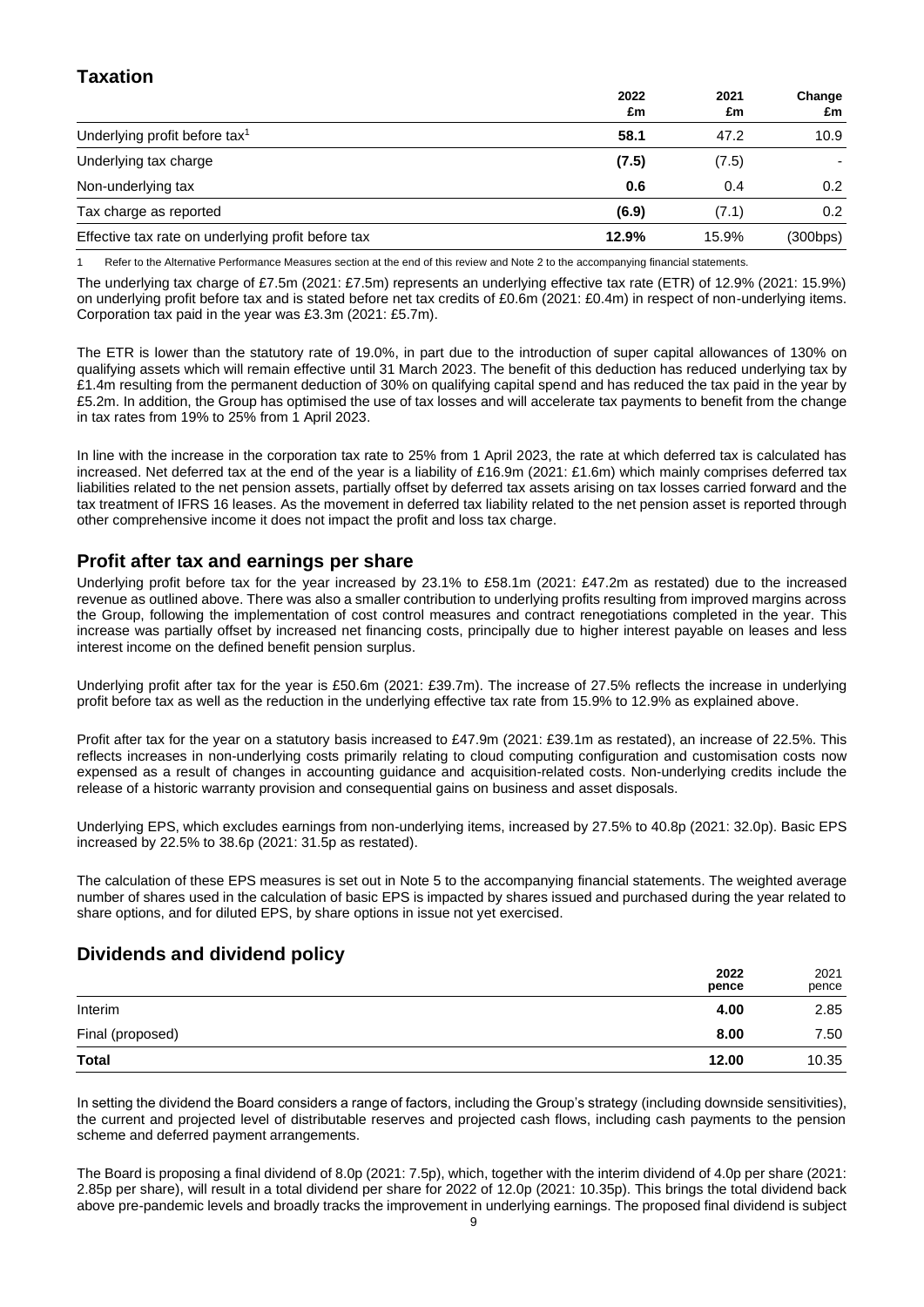## Taxation

| | 2022 £m | 2021 £m | Change £m |
|---|---|---|---|
| Underlying profit before tax[1] | **58.1** | 47.2 | 10.9 |
| Underlying tax charge | **(7.5)** | (7.5) | - |
| Non-underlying tax | **0.6** | 0.4 | 0.2 |
| Tax charge as reported | **(6.9)** | (7.1) | 0.2 |
| Effective tax rate on underlying profit before tax | **12.9%** | 15.9% | (300bps) |

1 Refer to the Alternative Performance Measures section at the end of this review and Note 2 to the accompanying financial statements.

The underlying tax charge of £7.5m (2021: £7.5m) represents an underlying effective tax rate (ETR) of 12.9% (2021: 15.9%) on underlying profit before tax and is stated before net tax credits of £0.6m (2021: £0.4m) in respect of non-underlying items. Corporation tax paid in the year was £3.3m (2021: £5.7m).

The ETR is lower than the statutory rate of 19.0%, in part due to the introduction of super capital allowances of 130% on qualifying assets which will remain effective until 31 March 2023. The benefit of this deduction has reduced underlying tax by £1.4m resulting from the permanent deduction of 30% on qualifying capital spend and has reduced the tax paid in the year by £5.2m. In addition, the Group has optimised the use of tax losses and will accelerate tax payments to benefit from the change in tax rates from 19% to 25% from 1 April 2023.

In line with the increase in the corporation tax rate to 25% from 1 April 2023, the rate at which deferred tax is calculated has increased. Net deferred tax at the end of the year is a liability of £16.9m (2021: £1.6m) which mainly comprises deferred tax liabilities related to the net pension assets, partially offset by deferred tax assets arising on tax losses carried forward and the tax treatment of IFRS 16 leases. As the movement in deferred tax liability related to the net pension asset is reported through other comprehensive income it does not impact the profit and loss tax charge.

## Profit after tax and earnings per share

Underlying profit before tax for the year increased by 23.1% to £58.1m (2021: £47.2m as restated) due to the increased revenue as outlined above. There was also a smaller contribution to underlying profits resulting from improved margins across the Group, following the implementation of cost control measures and contract renegotiations completed in the year. This increase was partially offset by increased net financing costs, principally due to higher interest payable on leases and less interest income on the defined benefit pension surplus.

Underlying profit after tax for the year is £50.6m (2021: £39.7m). The increase of 27.5% reflects the increase in underlying profit before tax as well as the reduction in the underlying effective tax rate from 15.9% to 12.9% as explained above.

Profit after tax for the year on a statutory basis increased to £47.9m (2021: £39.1m as restated), an increase of 22.5%. This reflects increases in non-underlying costs primarily relating to cloud computing configuration and customisation costs now expensed as a result of changes in accounting guidance and acquisition-related costs. Non-underlying credits include the release of a historic warranty provision and consequential gains on business and asset disposals.

Underlying EPS, which excludes earnings from non-underlying items, increased by 27.5% to 40.8p (2021: 32.0p). Basic EPS increased by 22.5% to 38.6p (2021: 31.5p as restated).

The calculation of these EPS measures is set out in Note 5 to the accompanying financial statements. The weighted average number of shares used in the calculation of basic EPS is impacted by shares issued and purchased during the year related to share options, and for diluted EPS, by share options in issue not yet exercised.

## Dividends and dividend policy

| | 2022 pence | 2021 pence |
|---|---|---|
| Interim | **4.00** | 2.85 |
| Final (proposed) | **8.00** | 7.50 |
| **Total** | **12.00** | 10.35 |

In setting the dividend the Board considers a range of factors, including the Group's strategy (including downside sensitivities), the current and projected level of distributable reserves and projected cash flows, including cash payments to the pension scheme and deferred payment arrangements.

The Board is proposing a final dividend of 8.0p (2021: 7.5p), which, together with the interim dividend of 4.0p per share (2021: 2.85p per share), will result in a total dividend per share for 2022 of 12.0p (2021: 10.35p). This brings the total dividend back above pre-pandemic levels and broadly tracks the improvement in underlying earnings. The proposed final dividend is subject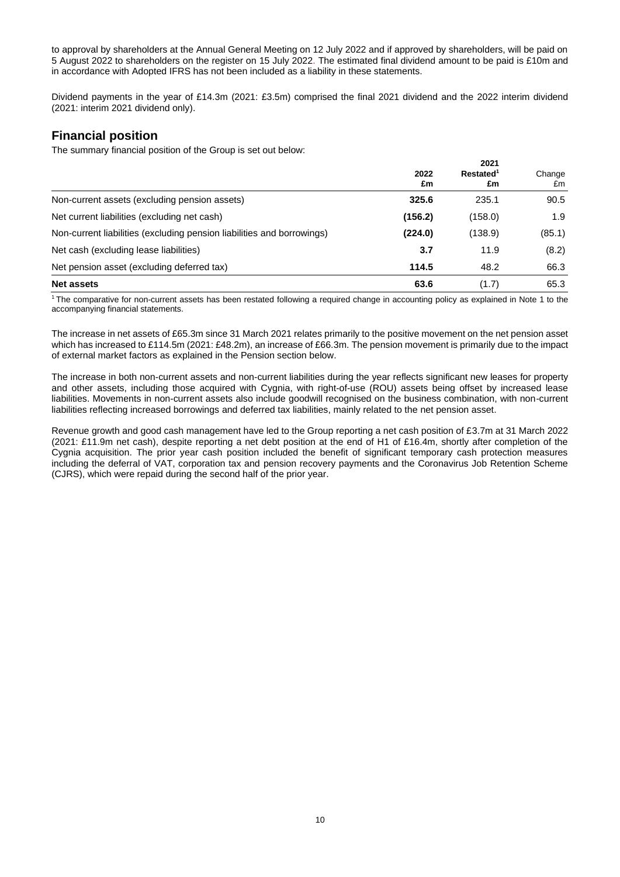to approval by shareholders at the Annual General Meeting on 12 July 2022 and if approved by shareholders, will be paid on 5 August 2022 to shareholders on the register on 15 July 2022. The estimated final dividend amount to be paid is £10m and in accordance with Adopted IFRS has not been included as a liability in these statements.

Dividend payments in the year of £14.3m (2021: £3.5m) comprised the final 2021 dividend and the 2022 interim dividend (2021: interim 2021 dividend only).

## Financial position

The summary financial position of the Group is set out below:

| | **2022 £m** | **2021 Restated[1] £m** | Change £m |
|---|---|---|---|
| Non-current assets (excluding pension assets) | **325.6** | 235.1 | 90.5 |
| Net current liabilities (excluding net cash) | **(156.2)** | (158.0) | 1.9 |
| Non-current liabilities (excluding pension liabilities and borrowings) | **(224.0)** | (138.9) | (85.1) |
| Net cash (excluding lease liabilities) | **3.7** | 11.9 | (8.2) |
| Net pension asset (excluding deferred tax) | **114.5** | 48.2 | 66.3 |
| **Net assets** | **63.6** | (1.7) | 65.3 |

[1] The comparative for non-current assets has been restated following a required change in accounting policy as explained in Note 1 to the accompanying financial statements.

The increase in net assets of £65.3m since 31 March 2021 relates primarily to the positive movement on the net pension asset which has increased to £114.5m (2021: £48.2m), an increase of £66.3m. The pension movement is primarily due to the impact of external market factors as explained in the Pension section below.

The increase in both non-current assets and non-current liabilities during the year reflects significant new leases for property and other assets, including those acquired with Cygnia, with right-of-use (ROU) assets being offset by increased lease liabilities. Movements in non-current assets also include goodwill recognised on the business combination, with non-current liabilities reflecting increased borrowings and deferred tax liabilities, mainly related to the net pension asset.

Revenue growth and good cash management have led to the Group reporting a net cash position of £3.7m at 31 March 2022 (2021: £11.9m net cash), despite reporting a net debt position at the end of H1 of £16.4m, shortly after completion of the Cygnia acquisition. The prior year cash position included the benefit of significant temporary cash protection measures including the deferral of VAT, corporation tax and pension recovery payments and the Coronavirus Job Retention Scheme (CJRS), which were repaid during the second half of the prior year.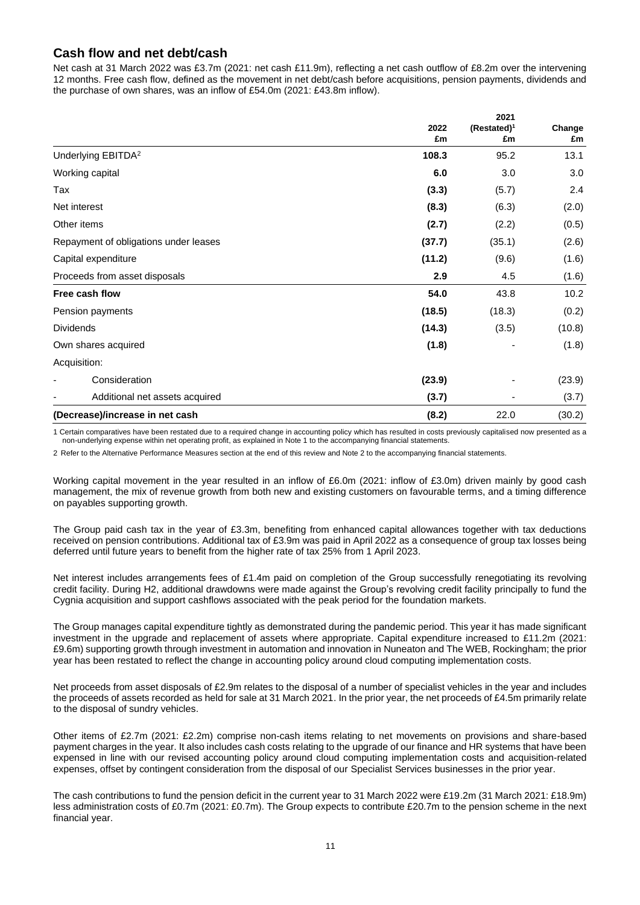## Cash flow and net debt/cash

Net cash at 31 March 2022 was £3.7m (2021: net cash £11.9m), reflecting a net cash outflow of £8.2m over the intervening 12 months. Free cash flow, defined as the movement in net debt/cash before acquisitions, pension payments, dividends and the purchase of own shares, was an inflow of £54.0m (2021: £43.8m inflow).

| | 2022 £m | 2021 (Restated)[1] £m | Change £m |
|---|---|---|---|
| Underlying EBITDA[2] | **108.3** | 95.2 | 13.1 |
| Working capital | **6.0** | 3.0 | 3.0 |
| Tax | **(3.3)** | (5.7) | 2.4 |
| Net interest | **(8.3)** | (6.3) | (2.0) |
| Other items | **(2.7)** | (2.2) | (0.5) |
| Repayment of obligations under leases | **(37.7)** | (35.1) | (2.6) |
| Capital expenditure | **(11.2)** | (9.6) | (1.6) |
| Proceeds from asset disposals | **2.9** | 4.5 | (1.6) |
| **Free cash flow** | **54.0** | 43.8 | 10.2 |
| Pension payments | **(18.5)** | (18.3) | (0.2) |
| Dividends | **(14.3)** | (3.5) | (10.8) |
| Own shares acquired | **(1.8)** | - | (1.8) |
| Acquisition: | | | |
| - Consideration | **(23.9)** | - | (23.9) |
| - Additional net assets acquired | **(3.7)** | - | (3.7) |
| **(Decrease)/increase in net cash** | **(8.2)** | 22.0 | (30.2) |

1 Certain comparatives have been restated due to a required change in accounting policy which has resulted in costs previously capitalised now presented as a non-underlying expense within net operating profit, as explained in Note 1 to the accompanying financial statements.

2 Refer to the Alternative Performance Measures section at the end of this review and Note 2 to the accompanying financial statements.

Working capital movement in the year resulted in an inflow of £6.0m (2021: inflow of £3.0m) driven mainly by good cash management, the mix of revenue growth from both new and existing customers on favourable terms, and a timing difference on payables supporting growth.

The Group paid cash tax in the year of £3.3m, benefiting from enhanced capital allowances together with tax deductions received on pension contributions. Additional tax of £3.9m was paid in April 2022 as a consequence of group tax losses being deferred until future years to benefit from the higher rate of tax 25% from 1 April 2023.

Net interest includes arrangements fees of £1.4m paid on completion of the Group successfully renegotiating its revolving credit facility. During H2, additional drawdowns were made against the Group's revolving credit facility principally to fund the Cygnia acquisition and support cashflows associated with the peak period for the foundation markets.

The Group manages capital expenditure tightly as demonstrated during the pandemic period. This year it has made significant investment in the upgrade and replacement of assets where appropriate. Capital expenditure increased to £11.2m (2021: £9.6m) supporting growth through investment in automation and innovation in Nuneaton and The WEB, Rockingham; the prior year has been restated to reflect the change in accounting policy around cloud computing implementation costs.

Net proceeds from asset disposals of £2.9m relates to the disposal of a number of specialist vehicles in the year and includes the proceeds of assets recorded as held for sale at 31 March 2021. In the prior year, the net proceeds of £4.5m primarily relate to the disposal of sundry vehicles.

Other items of £2.7m (2021: £2.2m) comprise non-cash items relating to net movements on provisions and share-based payment charges in the year. It also includes cash costs relating to the upgrade of our finance and HR systems that have been expensed in line with our revised accounting policy around cloud computing implementation costs and acquisition-related expenses, offset by contingent consideration from the disposal of our Specialist Services businesses in the prior year.

The cash contributions to fund the pension deficit in the current year to 31 March 2022 were £19.2m (31 March 2021: £18.9m) less administration costs of £0.7m (2021: £0.7m). The Group expects to contribute £20.7m to the pension scheme in the next financial year.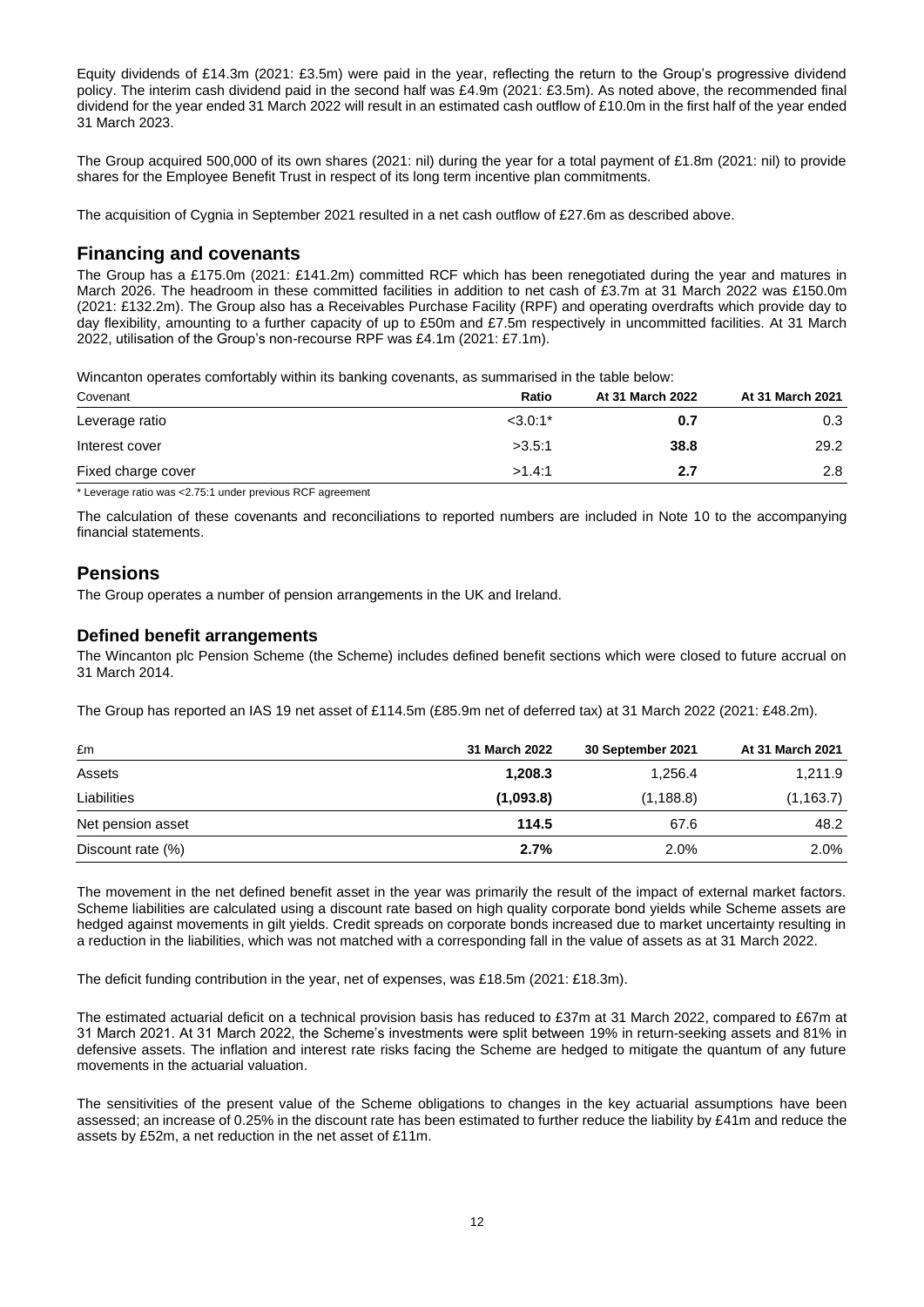Equity dividends of £14.3m (2021: £3.5m) were paid in the year, reflecting the return to the Group's progressive dividend policy. The interim cash dividend paid in the second half was £4.9m (2021: £3.5m). As noted above, the recommended final dividend for the year ended 31 March 2022 will result in an estimated cash outflow of £10.0m in the first half of the year ended 31 March 2023.

The Group acquired 500,000 of its own shares (2021: nil) during the year for a total payment of £1.8m (2021: nil) to provide shares for the Employee Benefit Trust in respect of its long term incentive plan commitments.

The acquisition of Cygnia in September 2021 resulted in a net cash outflow of £27.6m as described above.

## Financing and covenants

The Group has a £175.0m (2021: £141.2m) committed RCF which has been renegotiated during the year and matures in March 2026. The headroom in these committed facilities in addition to net cash of £3.7m at 31 March 2022 was £150.0m (2021: £132.2m). The Group also has a Receivables Purchase Facility (RPF) and operating overdrafts which provide day to day flexibility, amounting to a further capacity of up to £50m and £7.5m respectively in uncommitted facilities. At 31 March 2022, utilisation of the Group's non-recourse RPF was £4.1m (2021: £7.1m).

Wincanton operates comfortably within its banking covenants, as summarised in the table below:

| Covenant | Ratio | At 31 March 2022 | At 31 March 2021 |
|---|---|---|---|
| Leverage ratio | <3.0:1* | **0.7** | 0.3 |
| Interest cover | >3.5:1 | **38.8** | 29.2 |
| Fixed charge cover | >1.4:1 | **2.7** | 2.8 |

\* Leverage ratio was <2.75:1 under previous RCF agreement

The calculation of these covenants and reconciliations to reported numbers are included in Note 10 to the accompanying financial statements.

## Pensions

The Group operates a number of pension arrangements in the UK and Ireland.

### Defined benefit arrangements

The Wincanton plc Pension Scheme (the Scheme) includes defined benefit sections which were closed to future accrual on 31 March 2014.

The Group has reported an IAS 19 net asset of £114.5m (£85.9m net of deferred tax) at 31 March 2022 (2021: £48.2m).

| £m | 31 March 2022 | 30 September 2021 | At 31 March 2021 |
|---|---|---|---|
| Assets | **1,208.3** | 1,256.4 | 1,211.9 |
| Liabilities | **(1,093.8)** | (1,188.8) | (1,163.7) |
| Net pension asset | **114.5** | 67.6 | 48.2 |
| Discount rate (%) | **2.7%** | 2.0% | 2.0% |

The movement in the net defined benefit asset in the year was primarily the result of the impact of external market factors. Scheme liabilities are calculated using a discount rate based on high quality corporate bond yields while Scheme assets are hedged against movements in gilt yields. Credit spreads on corporate bonds increased due to market uncertainty resulting in a reduction in the liabilities, which was not matched with a corresponding fall in the value of assets as at 31 March 2022.

The deficit funding contribution in the year, net of expenses, was £18.5m (2021: £18.3m).

The estimated actuarial deficit on a technical provision basis has reduced to £37m at 31 March 2022, compared to £67m at 31 March 2021. At 31 March 2022, the Scheme's investments were split between 19% in return-seeking assets and 81% in defensive assets. The inflation and interest rate risks facing the Scheme are hedged to mitigate the quantum of any future movements in the actuarial valuation.

The sensitivities of the present value of the Scheme obligations to changes in the key actuarial assumptions have been assessed; an increase of 0.25% in the discount rate has been estimated to further reduce the liability by £41m and reduce the assets by £52m, a net reduction in the net asset of £11m.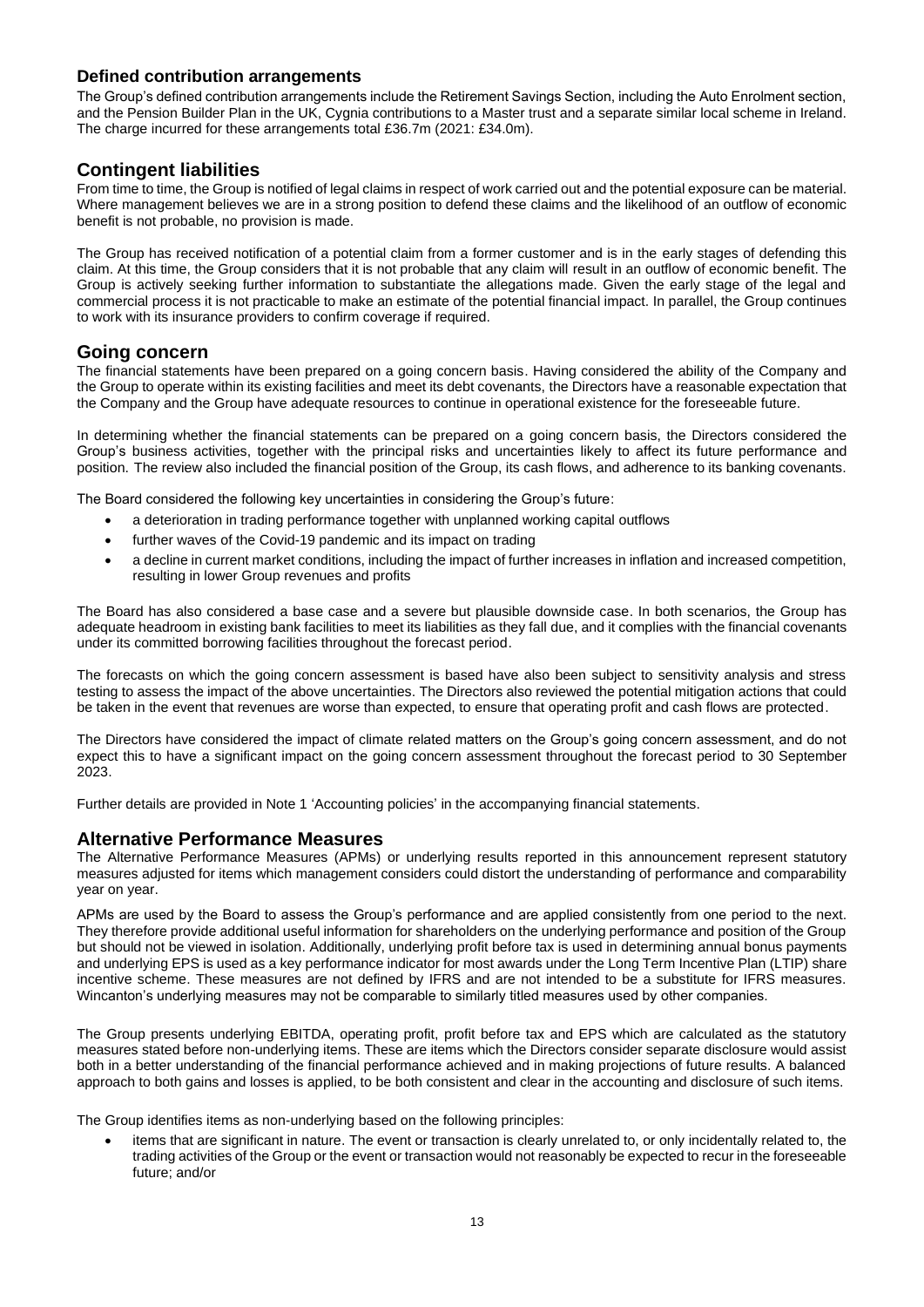## Defined contribution arrangements

The Group's defined contribution arrangements include the Retirement Savings Section, including the Auto Enrolment section, and the Pension Builder Plan in the UK, Cygnia contributions to a Master trust and a separate similar local scheme in Ireland. The charge incurred for these arrangements total £36.7m (2021: £34.0m).

## Contingent liabilities

From time to time, the Group is notified of legal claims in respect of work carried out and the potential exposure can be material. Where management believes we are in a strong position to defend these claims and the likelihood of an outflow of economic benefit is not probable, no provision is made.

The Group has received notification of a potential claim from a former customer and is in the early stages of defending this claim. At this time, the Group considers that it is not probable that any claim will result in an outflow of economic benefit. The Group is actively seeking further information to substantiate the allegations made. Given the early stage of the legal and commercial process it is not practicable to make an estimate of the potential financial impact. In parallel, the Group continues to work with its insurance providers to confirm coverage if required.

## Going concern

The financial statements have been prepared on a going concern basis. Having considered the ability of the Company and the Group to operate within its existing facilities and meet its debt covenants, the Directors have a reasonable expectation that the Company and the Group have adequate resources to continue in operational existence for the foreseeable future.

In determining whether the financial statements can be prepared on a going concern basis, the Directors considered the Group's business activities, together with the principal risks and uncertainties likely to affect its future performance and position. The review also included the financial position of the Group, its cash flows, and adherence to its banking covenants.

The Board considered the following key uncertainties in considering the Group's future:

- a deterioration in trading performance together with unplanned working capital outflows
- further waves of the Covid-19 pandemic and its impact on trading
- a decline in current market conditions, including the impact of further increases in inflation and increased competition, resulting in lower Group revenues and profits

The Board has also considered a base case and a severe but plausible downside case. In both scenarios, the Group has adequate headroom in existing bank facilities to meet its liabilities as they fall due, and it complies with the financial covenants under its committed borrowing facilities throughout the forecast period.

The forecasts on which the going concern assessment is based have also been subject to sensitivity analysis and stress testing to assess the impact of the above uncertainties. The Directors also reviewed the potential mitigation actions that could be taken in the event that revenues are worse than expected, to ensure that operating profit and cash flows are protected.

The Directors have considered the impact of climate related matters on the Group's going concern assessment, and do not expect this to have a significant impact on the going concern assessment throughout the forecast period to 30 September 2023.

Further details are provided in Note 1 'Accounting policies' in the accompanying financial statements.

## Alternative Performance Measures

The Alternative Performance Measures (APMs) or underlying results reported in this announcement represent statutory measures adjusted for items which management considers could distort the understanding of performance and comparability year on year.

APMs are used by the Board to assess the Group's performance and are applied consistently from one period to the next. They therefore provide additional useful information for shareholders on the underlying performance and position of the Group but should not be viewed in isolation. Additionally, underlying profit before tax is used in determining annual bonus payments and underlying EPS is used as a key performance indicator for most awards under the Long Term Incentive Plan (LTIP) share incentive scheme. These measures are not defined by IFRS and are not intended to be a substitute for IFRS measures. Wincanton's underlying measures may not be comparable to similarly titled measures used by other companies.

The Group presents underlying EBITDA, operating profit, profit before tax and EPS which are calculated as the statutory measures stated before non-underlying items. These are items which the Directors consider separate disclosure would assist both in a better understanding of the financial performance achieved and in making projections of future results. A balanced approach to both gains and losses is applied, to be both consistent and clear in the accounting and disclosure of such items.

The Group identifies items as non-underlying based on the following principles:

- items that are significant in nature. The event or transaction is clearly unrelated to, or only incidentally related to, the trading activities of the Group or the event or transaction would not reasonably be expected to recur in the foreseeable future; and/or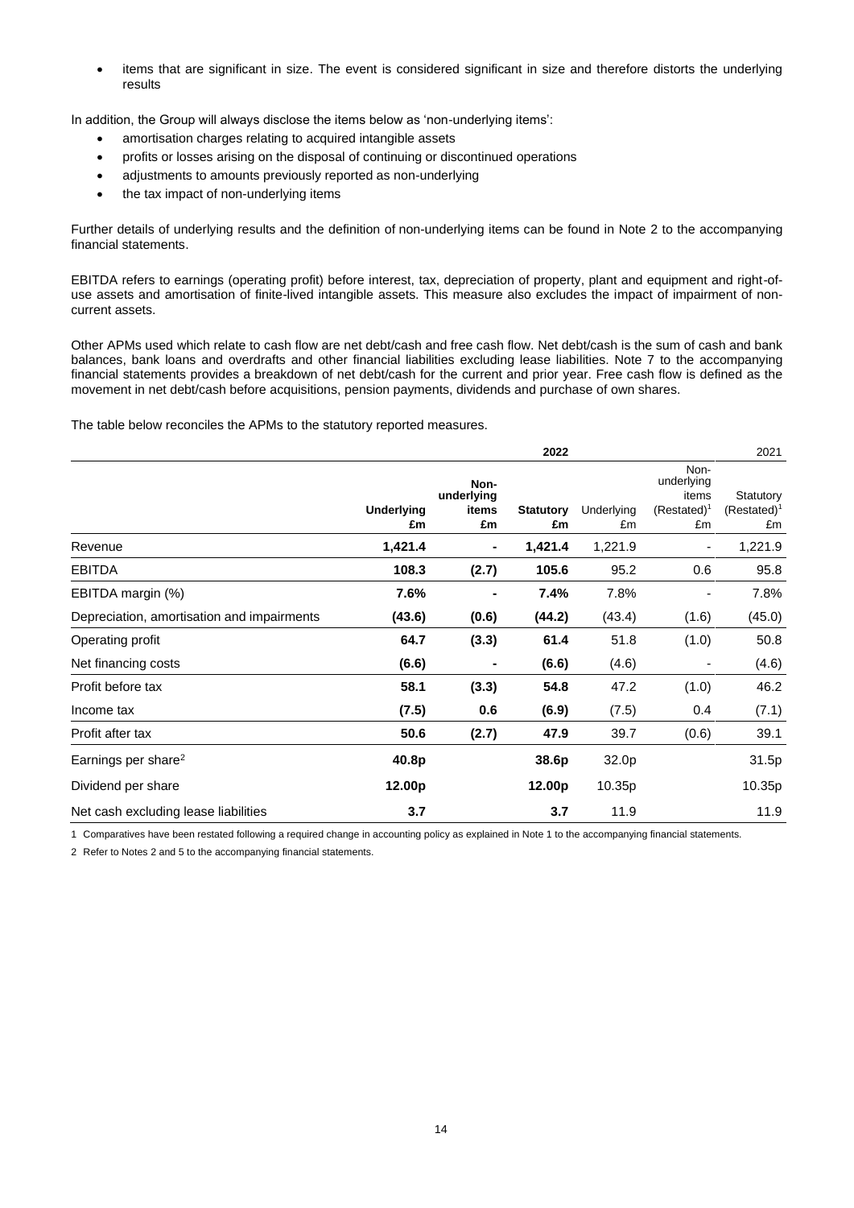- items that are significant in size. The event is considered significant in size and therefore distorts the underlying results

In addition, the Group will always disclose the items below as 'non-underlying items':

- amortisation charges relating to acquired intangible assets
- profits or losses arising on the disposal of continuing or discontinued operations
- adjustments to amounts previously reported as non-underlying
- the tax impact of non-underlying items

Further details of underlying results and the definition of non-underlying items can be found in Note 2 to the accompanying financial statements.

EBITDA refers to earnings (operating profit) before interest, tax, depreciation of property, plant and equipment and right-of-use assets and amortisation of finite-lived intangible assets. This measure also excludes the impact of impairment of non-current assets.

Other APMs used which relate to cash flow are net debt/cash and free cash flow. Net debt/cash is the sum of cash and bank balances, bank loans and overdrafts and other financial liabilities excluding lease liabilities. Note 7 to the accompanying financial statements provides a breakdown of net debt/cash for the current and prior year. Free cash flow is defined as the movement in net debt/cash before acquisitions, pension payments, dividends and purchase of own shares.

The table below reconciles the APMs to the statutory reported measures.

| | | **2022** | | | | 2021 |
|---|---|---|---|---|---|---|
| | **Underlying £m** | **Non-underlying items £m** | **Statutory £m** | Underlying £m | Non-underlying items (Restated)[1] £m | Statutory (Restated)[1] £m |
| Revenue | **1,421.4** | **-** | **1,421.4** | 1,221.9 | - | 1,221.9 |
| EBITDA | **108.3** | **(2.7)** | **105.6** | 95.2 | 0.6 | 95.8 |
| EBITDA margin (%) | **7.6%** | **-** | **7.4%** | 7.8% | - | 7.8% |
| Depreciation, amortisation and impairments | **(43.6)** | **(0.6)** | **(44.2)** | (43.4) | (1.6) | (45.0) |
| Operating profit | **64.7** | **(3.3)** | **61.4** | 51.8 | (1.0) | 50.8 |
| Net financing costs | **(6.6)** | **-** | **(6.6)** | (4.6) | - | (4.6) |
| Profit before tax | **58.1** | **(3.3)** | **54.8** | 47.2 | (1.0) | 46.2 |
| Income tax | **(7.5)** | **0.6** | **(6.9)** | (7.5) | 0.4 | (7.1) |
| Profit after tax | **50.6** | **(2.7)** | **47.9** | 39.7 | (0.6) | 39.1 |
| Earnings per share[2] | **40.8p** | | **38.6p** | 32.0p | | 31.5p |
| Dividend per share | **12.00p** | | **12.00p** | 10.35p | | 10.35p |
| Net cash excluding lease liabilities | **3.7** | | **3.7** | 11.9 | | 11.9 |

1 Comparatives have been restated following a required change in accounting policy as explained in Note 1 to the accompanying financial statements.

2 Refer to Notes 2 and 5 to the accompanying financial statements.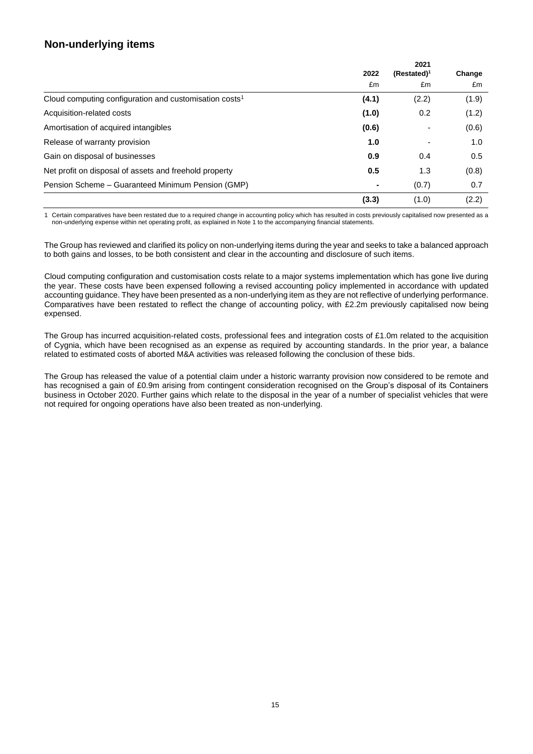## Non-underlying items

| | 2022 | 2021 (Restated)[1] | Change |
|---|---|---|---|
| | £m | £m | £m |
| Cloud computing configuration and customisation costs[1] | **(4.1)** | (2.2) | (1.9) |
| Acquisition-related costs | **(1.0)** | 0.2 | (1.2) |
| Amortisation of acquired intangibles | **(0.6)** | - | (0.6) |
| Release of warranty provision | **1.0** | - | 1.0 |
| Gain on disposal of businesses | **0.9** | 0.4 | 0.5 |
| Net profit on disposal of assets and freehold property | **0.5** | 1.3 | (0.8) |
| Pension Scheme – Guaranteed Minimum Pension (GMP) | **-** | (0.7) | 0.7 |
| | **(3.3)** | (1.0) | (2.2) |

1 Certain comparatives have been restated due to a required change in accounting policy which has resulted in costs previously capitalised now presented as a non-underlying expense within net operating profit, as explained in Note 1 to the accompanying financial statements.

The Group has reviewed and clarified its policy on non-underlying items during the year and seeks to take a balanced approach to both gains and losses, to be both consistent and clear in the accounting and disclosure of such items.

Cloud computing configuration and customisation costs relate to a major systems implementation which has gone live during the year. These costs have been expensed following a revised accounting policy implemented in accordance with updated accounting guidance. They have been presented as a non-underlying item as they are not reflective of underlying performance. Comparatives have been restated to reflect the change of accounting policy, with £2.2m previously capitalised now being expensed.

The Group has incurred acquisition-related costs, professional fees and integration costs of £1.0m related to the acquisition of Cygnia, which have been recognised as an expense as required by accounting standards. In the prior year, a balance related to estimated costs of aborted M&A activities was released following the conclusion of these bids.

The Group has released the value of a potential claim under a historic warranty provision now considered to be remote and has recognised a gain of £0.9m arising from contingent consideration recognised on the Group's disposal of its Containers business in October 2020. Further gains which relate to the disposal in the year of a number of specialist vehicles that were not required for ongoing operations have also been treated as non-underlying.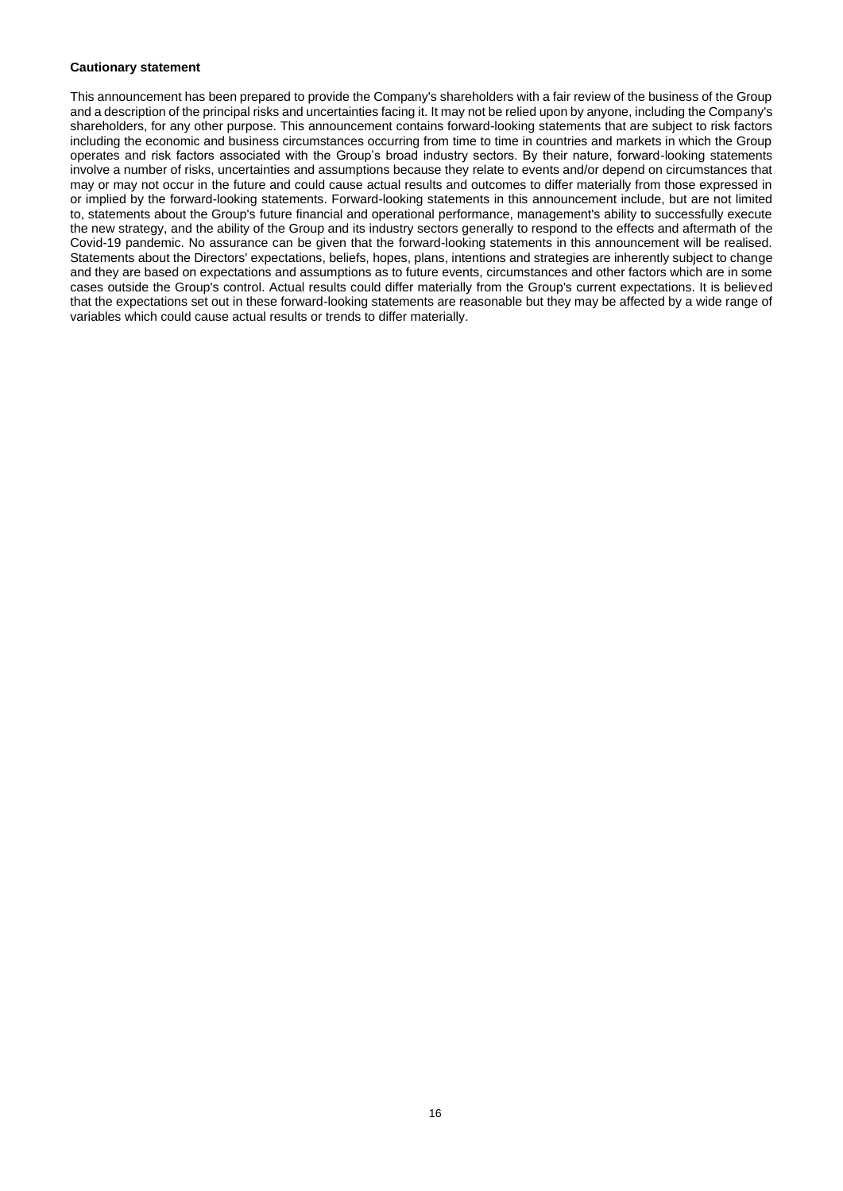**Cautionary statement**

This announcement has been prepared to provide the Company's shareholders with a fair review of the business of the Group and a description of the principal risks and uncertainties facing it. It may not be relied upon by anyone, including the Company's shareholders, for any other purpose. This announcement contains forward-looking statements that are subject to risk factors including the economic and business circumstances occurring from time to time in countries and markets in which the Group operates and risk factors associated with the Group's broad industry sectors. By their nature, forward-looking statements involve a number of risks, uncertainties and assumptions because they relate to events and/or depend on circumstances that may or may not occur in the future and could cause actual results and outcomes to differ materially from those expressed in or implied by the forward-looking statements. Forward-looking statements in this announcement include, but are not limited to, statements about the Group's future financial and operational performance, management's ability to successfully execute the new strategy, and the ability of the Group and its industry sectors generally to respond to the effects and aftermath of the Covid-19 pandemic. No assurance can be given that the forward-looking statements in this announcement will be realised. Statements about the Directors' expectations, beliefs, hopes, plans, intentions and strategies are inherently subject to change and they are based on expectations and assumptions as to future events, circumstances and other factors which are in some cases outside the Group's control. Actual results could differ materially from the Group's current expectations. It is believed that the expectations set out in these forward-looking statements are reasonable but they may be affected by a wide range of variables which could cause actual results or trends to differ materially.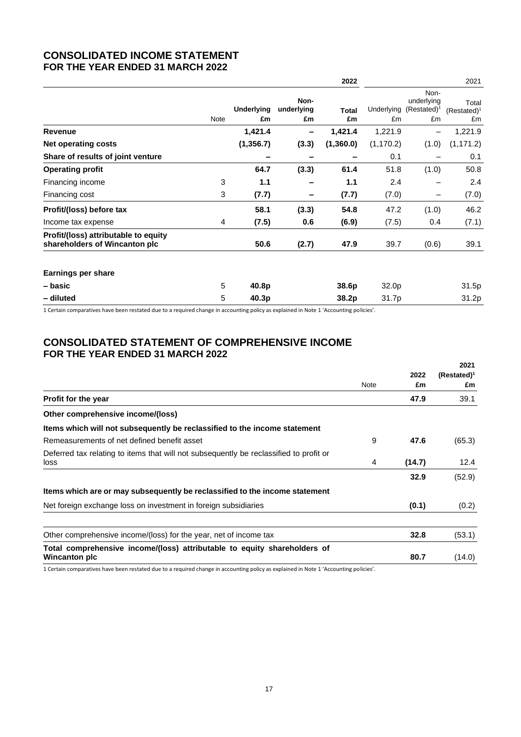## CONSOLIDATED INCOME STATEMENT
### FOR THE YEAR ENDED 31 MARCH 2022

| | | 2022 | | | 2021 | | |
|---|---|---|---|---|---|---|---|
| | Note | Underlying £m | Non-underlying £m | Total £m | Underlying £m | Non-underlying (Restated)[1] £m | Total (Restated)[1] £m |
| **Revenue** | | **1,421.4** | **–** | **1,421.4** | 1,221.9 | – | 1,221.9 |
| **Net operating costs** | | **(1,356.7)** | **(3.3)** | **(1,360.0)** | (1,170.2) | (1.0) | (1,171.2) |
| **Share of results of joint venture** | | **–** | **–** | **–** | 0.1 | – | 0.1 |
| **Operating profit** | | **64.7** | **(3.3)** | **61.4** | 51.8 | (1.0) | 50.8 |
| Financing income | 3 | **1.1** | **–** | **1.1** | 2.4 | – | 2.4 |
| Financing cost | 3 | **(7.7)** | **–** | **(7.7)** | (7.0) | – | (7.0) |
| **Profit/(loss) before tax** | | **58.1** | **(3.3)** | **54.8** | 47.2 | (1.0) | 46.2 |
| Income tax expense | 4 | **(7.5)** | **0.6** | **(6.9)** | (7.5) | 0.4 | (7.1) |
| **Profit/(loss) attributable to equity shareholders of Wincanton plc** | | **50.6** | **(2.7)** | **47.9** | 39.7 | (0.6) | 39.1 |
| | | | | | | | |
| **Earnings per share** | | | | | | | |
| **– basic** | 5 | **40.8p** | | **38.6p** | 32.0p | | 31.5p |
| **– diluted** | 5 | **40.3p** | | **38.2p** | 31.7p | | 31.2p |

1 Certain comparatives have been restated due to a required change in accounting policy as explained in Note 1 'Accounting policies'.

## CONSOLIDATED STATEMENT OF COMPREHENSIVE INCOME
### FOR THE YEAR ENDED 31 MARCH 2022

| | Note | 2022 £m | 2021 (Restated)[1] £m |
|---|---|---|---|
| **Profit for the year** | | **47.9** | 39.1 |
| **Other comprehensive income/(loss)** | | | |
| **Items which will not subsequently be reclassified to the income statement** | | | |
| Remeasurements of net defined benefit asset | 9 | **47.6** | (65.3) |
| Deferred tax relating to items that will not subsequently be reclassified to profit or loss | 4 | **(14.7)** | 12.4 |
| | | **32.9** | (52.9) |
| **Items which are or may subsequently be reclassified to the income statement** | | | |
| Net foreign exchange loss on investment in foreign subsidiaries | | **(0.1)** | (0.2) |
| | | | |
| Other comprehensive income/(loss) for the year, net of income tax | | **32.8** | (53.1) |
| **Total comprehensive income/(loss) attributable to equity shareholders of Wincanton plc** | | **80.7** | (14.0) |

1 Certain comparatives have been restated due to a required change in accounting policy as explained in Note 1 'Accounting policies'.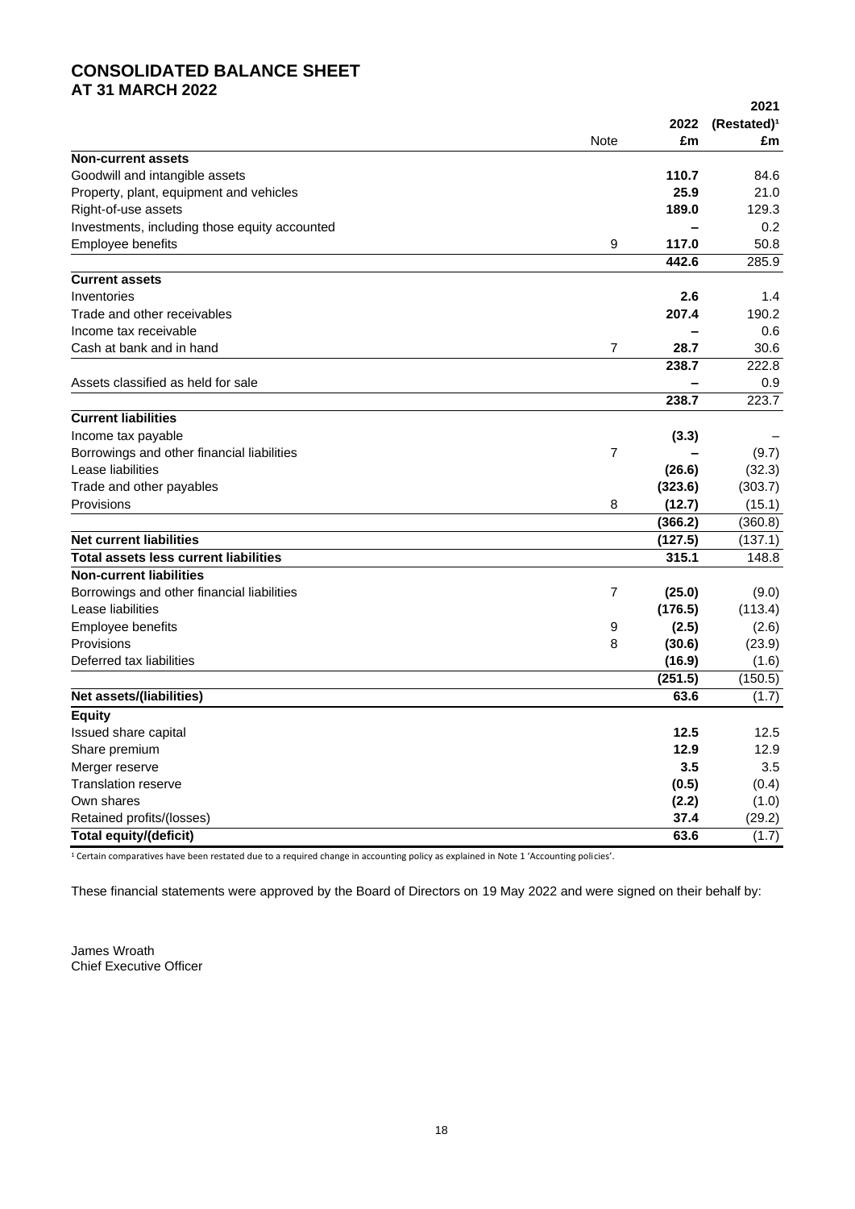# CONSOLIDATED BALANCE SHEET
## AT 31 MARCH 2022

| | Note | 2022 £m | 2021 (Restated)[1] £m |
|---|---|---|---|
| **Non-current assets** | | | |
| Goodwill and intangible assets | | **110.7** | 84.6 |
| Property, plant, equipment and vehicles | | **25.9** | 21.0 |
| Right-of-use assets | | **189.0** | 129.3 |
| Investments, including those equity accounted | | **–** | 0.2 |
| Employee benefits | 9 | **117.0** | 50.8 |
| | | **442.6** | 285.9 |
| **Current assets** | | | |
| Inventories | | **2.6** | 1.4 |
| Trade and other receivables | | **207.4** | 190.2 |
| Income tax receivable | | **–** | 0.6 |
| Cash at bank and in hand | 7 | **28.7** | 30.6 |
| | | **238.7** | 222.8 |
| Assets classified as held for sale | | **–** | 0.9 |
| | | **238.7** | 223.7 |
| **Current liabilities** | | | |
| Income tax payable | | **(3.3)** | – |
| Borrowings and other financial liabilities | 7 | **–** | (9.7) |
| Lease liabilities | | **(26.6)** | (32.3) |
| Trade and other payables | | **(323.6)** | (303.7) |
| Provisions | 8 | **(12.7)** | (15.1) |
| | | **(366.2)** | (360.8) |
| **Net current liabilities** | | **(127.5)** | (137.1) |
| **Total assets less current liabilities** | | **315.1** | 148.8 |
| **Non-current liabilities** | | | |
| Borrowings and other financial liabilities | 7 | **(25.0)** | (9.0) |
| Lease liabilities | | **(176.5)** | (113.4) |
| Employee benefits | 9 | **(2.5)** | (2.6) |
| Provisions | 8 | **(30.6)** | (23.9) |
| Deferred tax liabilities | | **(16.9)** | (1.6) |
| | | **(251.5)** | (150.5) |
| **Net assets/(liabilities)** | | **63.6** | (1.7) |
| **Equity** | | | |
| Issued share capital | | **12.5** | 12.5 |
| Share premium | | **12.9** | 12.9 |
| Merger reserve | | **3.5** | 3.5 |
| Translation reserve | | **(0.5)** | (0.4) |
| Own shares | | **(2.2)** | (1.0) |
| Retained profits/(losses) | | **37.4** | (29.2) |
| **Total equity/(deficit)** | | **63.6** | (1.7) |

[1] Certain comparatives have been restated due to a required change in accounting policy as explained in Note 1 'Accounting policies'.

These financial statements were approved by the Board of Directors on 19 May 2022 and were signed on their behalf by:

James Wroath
Chief Executive Officer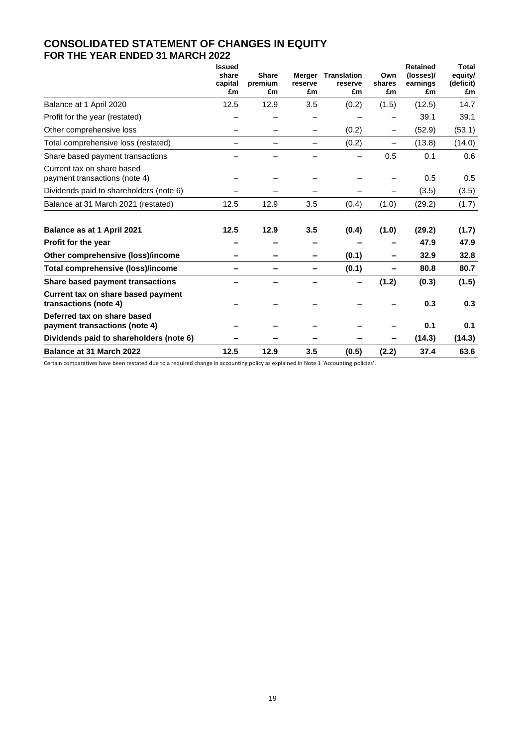# CONSOLIDATED STATEMENT OF CHANGES IN EQUITY
## FOR THE YEAR ENDED 31 MARCH 2022

| | Issued share capital £m | Share premium £m | Merger reserve £m | Translation reserve £m | Own shares £m | Retained (losses)/ earnings £m | Total equity/ (deficit) £m |
|---|---|---|---|---|---|---|---|
| Balance at 1 April 2020 | 12.5 | 12.9 | 3.5 | (0.2) | (1.5) | (12.5) | 14.7 |
| Profit for the year (restated) | – | – | – | – | – | 39.1 | 39.1 |
| Other comprehensive loss | – | – | – | (0.2) | – | (52.9) | (53.1) |
| Total comprehensive loss (restated) | – | – | – | (0.2) | – | (13.8) | (14.0) |
| Share based payment transactions | – | – | – | – | 0.5 | 0.1 | 0.6 |
| Current tax on share based payment transactions (note 4) | – | – | – | – | – | 0.5 | 0.5 |
| Dividends paid to shareholders (note 6) | – | – | – | – | – | (3.5) | (3.5) |
| Balance at 31 March 2021 (restated) | 12.5 | 12.9 | 3.5 | (0.4) | (1.0) | (29.2) | (1.7) |
| **Balance as at 1 April 2021** | **12.5** | **12.9** | **3.5** | **(0.4)** | **(1.0)** | **(29.2)** | **(1.7)** |
| **Profit for the year** | **–** | **–** | **–** | **–** | **–** | **47.9** | **47.9** |
| **Other comprehensive (loss)/income** | **–** | **–** | **–** | **(0.1)** | **–** | **32.9** | **32.8** |
| **Total comprehensive (loss)/income** | **–** | **–** | **–** | **(0.1)** | **–** | **80.8** | **80.7** |
| **Share based payment transactions** | **–** | **–** | **–** | **–** | **(1.2)** | **(0.3)** | **(1.5)** |
| **Current tax on share based payment transactions (note 4)** | **–** | **–** | **–** | **–** | **–** | **0.3** | **0.3** |
| **Deferred tax on share based payment transactions (note 4)** | **–** | **–** | **–** | **–** | **–** | **0.1** | **0.1** |
| **Dividends paid to shareholders (note 6)** | **–** | **–** | **–** | **–** | **–** | **(14.3)** | **(14.3)** |
| **Balance at 31 March 2022** | **12.5** | **12.9** | **3.5** | **(0.5)** | **(2.2)** | **37.4** | **63.6** |

Certain comparatives have been restated due to a required change in accounting policy as explained in Note 1 'Accounting policies'.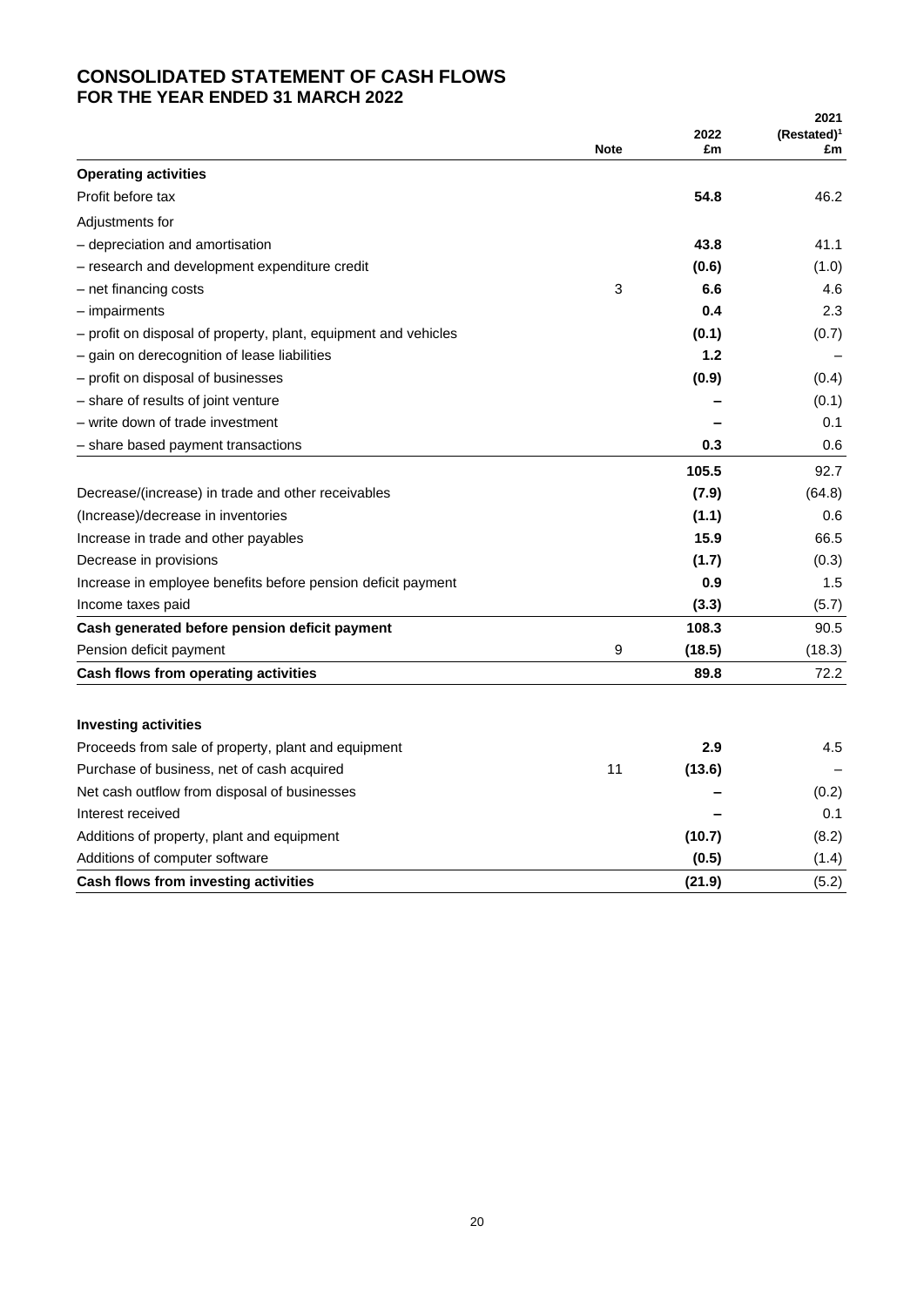# CONSOLIDATED STATEMENT OF CASH FLOWS
## FOR THE YEAR ENDED 31 MARCH 2022

| | Note | 2022 £m | 2021 (Restated)[1] £m |
|---|---|---|---|
| **Operating activities** | | | |
| Profit before tax | | **54.8** | 46.2 |
| Adjustments for | | | |
| – depreciation and amortisation | | **43.8** | 41.1 |
| – research and development expenditure credit | | **(0.6)** | (1.0) |
| – net financing costs | 3 | **6.6** | 4.6 |
| – impairments | | **0.4** | 2.3 |
| – profit on disposal of property, plant, equipment and vehicles | | **(0.1)** | (0.7) |
| – gain on derecognition of lease liabilities | | **1.2** | – |
| – profit on disposal of businesses | | **(0.9)** | (0.4) |
| – share of results of joint venture | | **–** | (0.1) |
| – write down of trade investment | | **–** | 0.1 |
| – share based payment transactions | | **0.3** | 0.6 |
| | | **105.5** | 92.7 |
| Decrease/(increase) in trade and other receivables | | **(7.9)** | (64.8) |
| (Increase)/decrease in inventories | | **(1.1)** | 0.6 |
| Increase in trade and other payables | | **15.9** | 66.5 |
| Decrease in provisions | | **(1.7)** | (0.3) |
| Increase in employee benefits before pension deficit payment | | **0.9** | 1.5 |
| Income taxes paid | | **(3.3)** | (5.7) |
| **Cash generated before pension deficit payment** | | **108.3** | 90.5 |
| Pension deficit payment | 9 | **(18.5)** | (18.3) |
| **Cash flows from operating activities** | | **89.8** | 72.2 |
| | | | |
| **Investing activities** | | | |
| Proceeds from sale of property, plant and equipment | | **2.9** | 4.5 |
| Purchase of business, net of cash acquired | 11 | **(13.6)** | – |
| Net cash outflow from disposal of businesses | | **–** | (0.2) |
| Interest received | | **–** | 0.1 |
| Additions of property, plant and equipment | | **(10.7)** | (8.2) |
| Additions of computer software | | **(0.5)** | (1.4) |
| **Cash flows from investing activities** | | **(21.9)** | (5.2) |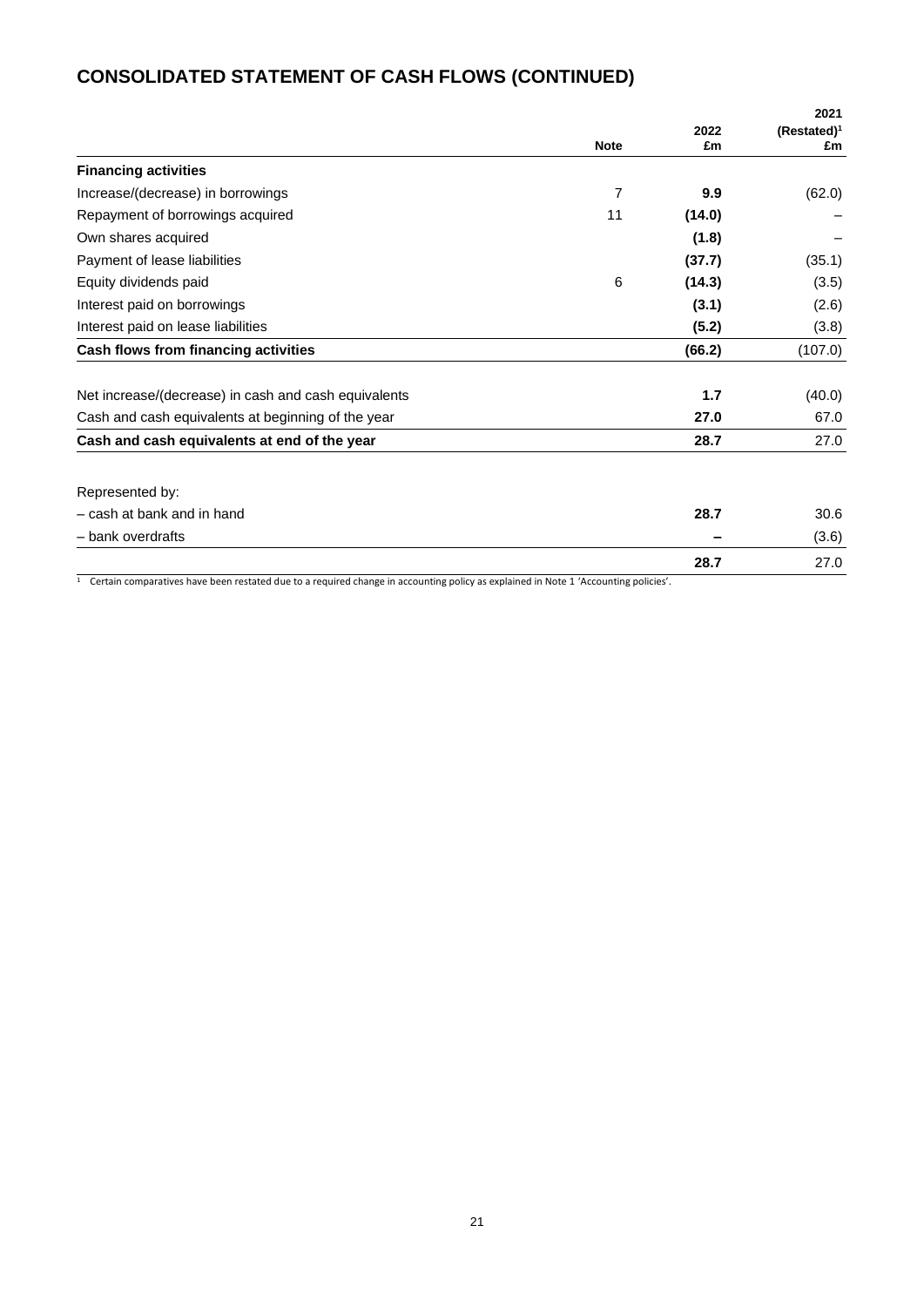# CONSOLIDATED STATEMENT OF CASH FLOWS (CONTINUED)

| | Note | 2022 £m | 2021 (Restated)[1] £m |
|---|---|---|---|
| **Financing activities** | | | |
| Increase/(decrease) in borrowings | 7 | **9.9** | (62.0) |
| Repayment of borrowings acquired | 11 | **(14.0)** | – |
| Own shares acquired | | **(1.8)** | – |
| Payment of lease liabilities | | **(37.7)** | (35.1) |
| Equity dividends paid | 6 | **(14.3)** | (3.5) |
| Interest paid on borrowings | | **(3.1)** | (2.6) |
| Interest paid on lease liabilities | | **(5.2)** | (3.8) |
| **Cash flows from financing activities** | | **(66.2)** | (107.0) |
| | | | |
| Net increase/(decrease) in cash and cash equivalents | | **1.7** | (40.0) |
| Cash and cash equivalents at beginning of the year | | **27.0** | 67.0 |
| **Cash and cash equivalents at end of the year** | | **28.7** | 27.0 |
| | | | |
| Represented by: | | | |
| – cash at bank and in hand | | **28.7** | 30.6 |
| – bank overdrafts | | **–** | (3.6) |
| | | **28.7** | 27.0 |

[1] Certain comparatives have been restated due to a required change in accounting policy as explained in Note 1 'Accounting policies'.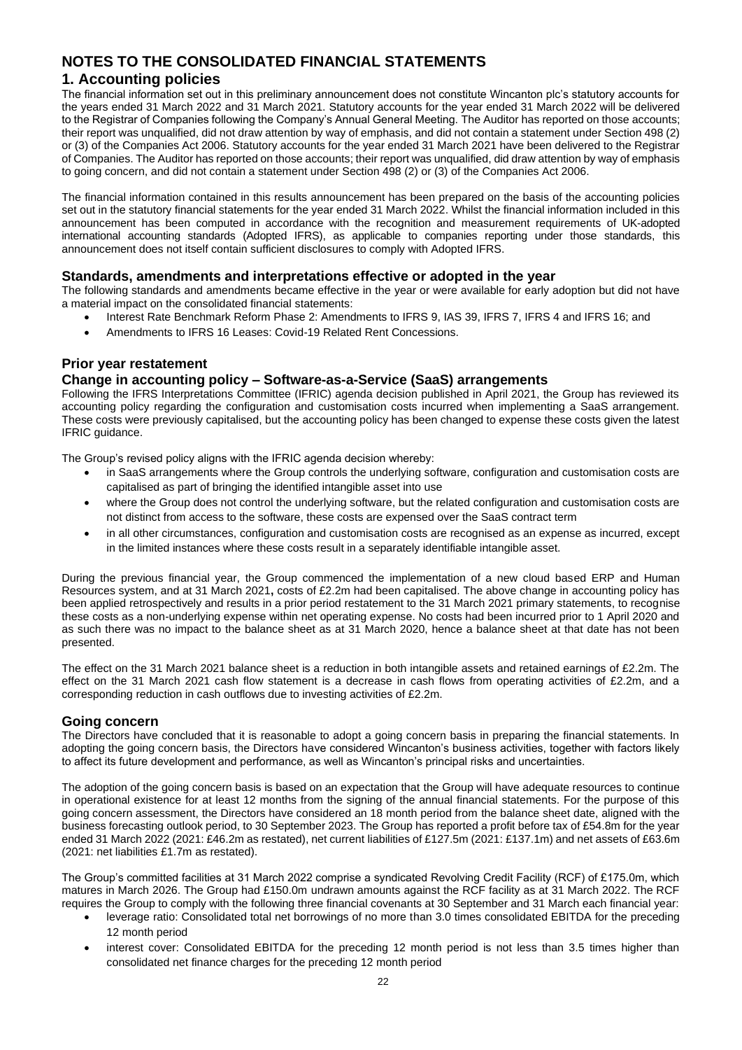# NOTES TO THE CONSOLIDATED FINANCIAL STATEMENTS

## 1. Accounting policies

The financial information set out in this preliminary announcement does not constitute Wincanton plc's statutory accounts for the years ended 31 March 2022 and 31 March 2021. Statutory accounts for the year ended 31 March 2022 will be delivered to the Registrar of Companies following the Company's Annual General Meeting. The Auditor has reported on those accounts; their report was unqualified, did not draw attention by way of emphasis, and did not contain a statement under Section 498 (2) or (3) of the Companies Act 2006. Statutory accounts for the year ended 31 March 2021 have been delivered to the Registrar of Companies. The Auditor has reported on those accounts; their report was unqualified, did draw attention by way of emphasis to going concern, and did not contain a statement under Section 498 (2) or (3) of the Companies Act 2006.

The financial information contained in this results announcement has been prepared on the basis of the accounting policies set out in the statutory financial statements for the year ended 31 March 2022. Whilst the financial information included in this announcement has been computed in accordance with the recognition and measurement requirements of UK-adopted international accounting standards (Adopted IFRS), as applicable to companies reporting under those standards, this announcement does not itself contain sufficient disclosures to comply with Adopted IFRS.

### Standards, amendments and interpretations effective or adopted in the year

The following standards and amendments became effective in the year or were available for early adoption but did not have a material impact on the consolidated financial statements:

- Interest Rate Benchmark Reform Phase 2: Amendments to IFRS 9, IAS 39, IFRS 7, IFRS 4 and IFRS 16; and
- Amendments to IFRS 16 Leases: Covid-19 Related Rent Concessions.

### Prior year restatement

### Change in accounting policy – Software-as-a-Service (SaaS) arrangements

Following the IFRS Interpretations Committee (IFRIC) agenda decision published in April 2021, the Group has reviewed its accounting policy regarding the configuration and customisation costs incurred when implementing a SaaS arrangement. These costs were previously capitalised, but the accounting policy has been changed to expense these costs given the latest IFRIC guidance.

The Group's revised policy aligns with the IFRIC agenda decision whereby:

- in SaaS arrangements where the Group controls the underlying software, configuration and customisation costs are capitalised as part of bringing the identified intangible asset into use
- where the Group does not control the underlying software, but the related configuration and customisation costs are not distinct from access to the software, these costs are expensed over the SaaS contract term
- in all other circumstances, configuration and customisation costs are recognised as an expense as incurred, except in the limited instances where these costs result in a separately identifiable intangible asset.

During the previous financial year, the Group commenced the implementation of a new cloud based ERP and Human Resources system, and at 31 March 2021**,** costs of £2.2m had been capitalised. The above change in accounting policy has been applied retrospectively and results in a prior period restatement to the 31 March 2021 primary statements, to recognise these costs as a non-underlying expense within net operating expense. No costs had been incurred prior to 1 April 2020 and as such there was no impact to the balance sheet as at 31 March 2020, hence a balance sheet at that date has not been presented.

The effect on the 31 March 2021 balance sheet is a reduction in both intangible assets and retained earnings of £2.2m. The effect on the 31 March 2021 cash flow statement is a decrease in cash flows from operating activities of £2.2m, and a corresponding reduction in cash outflows due to investing activities of £2.2m.

### Going concern

The Directors have concluded that it is reasonable to adopt a going concern basis in preparing the financial statements. In adopting the going concern basis, the Directors have considered Wincanton's business activities, together with factors likely to affect its future development and performance, as well as Wincanton's principal risks and uncertainties.

The adoption of the going concern basis is based on an expectation that the Group will have adequate resources to continue in operational existence for at least 12 months from the signing of the annual financial statements. For the purpose of this going concern assessment, the Directors have considered an 18 month period from the balance sheet date, aligned with the business forecasting outlook period, to 30 September 2023. The Group has reported a profit before tax of £54.8m for the year ended 31 March 2022 (2021: £46.2m as restated), net current liabilities of £127.5m (2021: £137.1m) and net assets of £63.6m (2021: net liabilities £1.7m as restated).

The Group's committed facilities at 31 March 2022 comprise a syndicated Revolving Credit Facility (RCF) of £175.0m, which matures in March 2026. The Group had £150.0m undrawn amounts against the RCF facility as at 31 March 2022. The RCF requires the Group to comply with the following three financial covenants at 30 September and 31 March each financial year:

- leverage ratio: Consolidated total net borrowings of no more than 3.0 times consolidated EBITDA for the preceding 12 month period
- interest cover: Consolidated EBITDA for the preceding 12 month period is not less than 3.5 times higher than consolidated net finance charges for the preceding 12 month period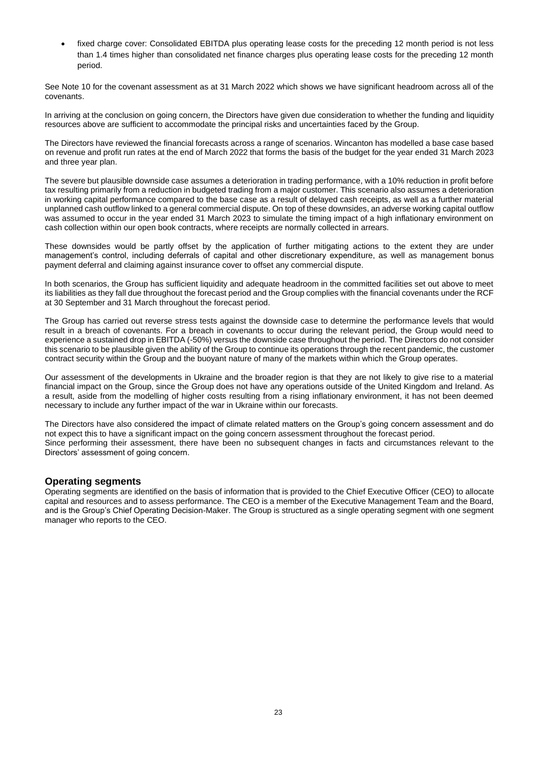- fixed charge cover: Consolidated EBITDA plus operating lease costs for the preceding 12 month period is not less than 1.4 times higher than consolidated net finance charges plus operating lease costs for the preceding 12 month period.

See Note 10 for the covenant assessment as at 31 March 2022 which shows we have significant headroom across all of the covenants.

In arriving at the conclusion on going concern, the Directors have given due consideration to whether the funding and liquidity resources above are sufficient to accommodate the principal risks and uncertainties faced by the Group.

The Directors have reviewed the financial forecasts across a range of scenarios. Wincanton has modelled a base case based on revenue and profit run rates at the end of March 2022 that forms the basis of the budget for the year ended 31 March 2023 and three year plan.

The severe but plausible downside case assumes a deterioration in trading performance, with a 10% reduction in profit before tax resulting primarily from a reduction in budgeted trading from a major customer. This scenario also assumes a deterioration in working capital performance compared to the base case as a result of delayed cash receipts, as well as a further material unplanned cash outflow linked to a general commercial dispute. On top of these downsides, an adverse working capital outflow was assumed to occur in the year ended 31 March 2023 to simulate the timing impact of a high inflationary environment on cash collection within our open book contracts, where receipts are normally collected in arrears.

These downsides would be partly offset by the application of further mitigating actions to the extent they are under management's control, including deferrals of capital and other discretionary expenditure, as well as management bonus payment deferral and claiming against insurance cover to offset any commercial dispute.

In both scenarios, the Group has sufficient liquidity and adequate headroom in the committed facilities set out above to meet its liabilities as they fall due throughout the forecast period and the Group complies with the financial covenants under the RCF at 30 September and 31 March throughout the forecast period.

The Group has carried out reverse stress tests against the downside case to determine the performance levels that would result in a breach of covenants. For a breach in covenants to occur during the relevant period, the Group would need to experience a sustained drop in EBITDA (-50%) versus the downside case throughout the period. The Directors do not consider this scenario to be plausible given the ability of the Group to continue its operations through the recent pandemic, the customer contract security within the Group and the buoyant nature of many of the markets within which the Group operates.

Our assessment of the developments in Ukraine and the broader region is that they are not likely to give rise to a material financial impact on the Group, since the Group does not have any operations outside of the United Kingdom and Ireland. As a result, aside from the modelling of higher costs resulting from a rising inflationary environment, it has not been deemed necessary to include any further impact of the war in Ukraine within our forecasts.

The Directors have also considered the impact of climate related matters on the Group's going concern assessment and do not expect this to have a significant impact on the going concern assessment throughout the forecast period.
Since performing their assessment, there have been no subsequent changes in facts and circumstances relevant to the Directors' assessment of going concern.

## Operating segments

Operating segments are identified on the basis of information that is provided to the Chief Executive Officer (CEO) to allocate capital and resources and to assess performance. The CEO is a member of the Executive Management Team and the Board, and is the Group's Chief Operating Decision-Maker. The Group is structured as a single operating segment with one segment manager who reports to the CEO.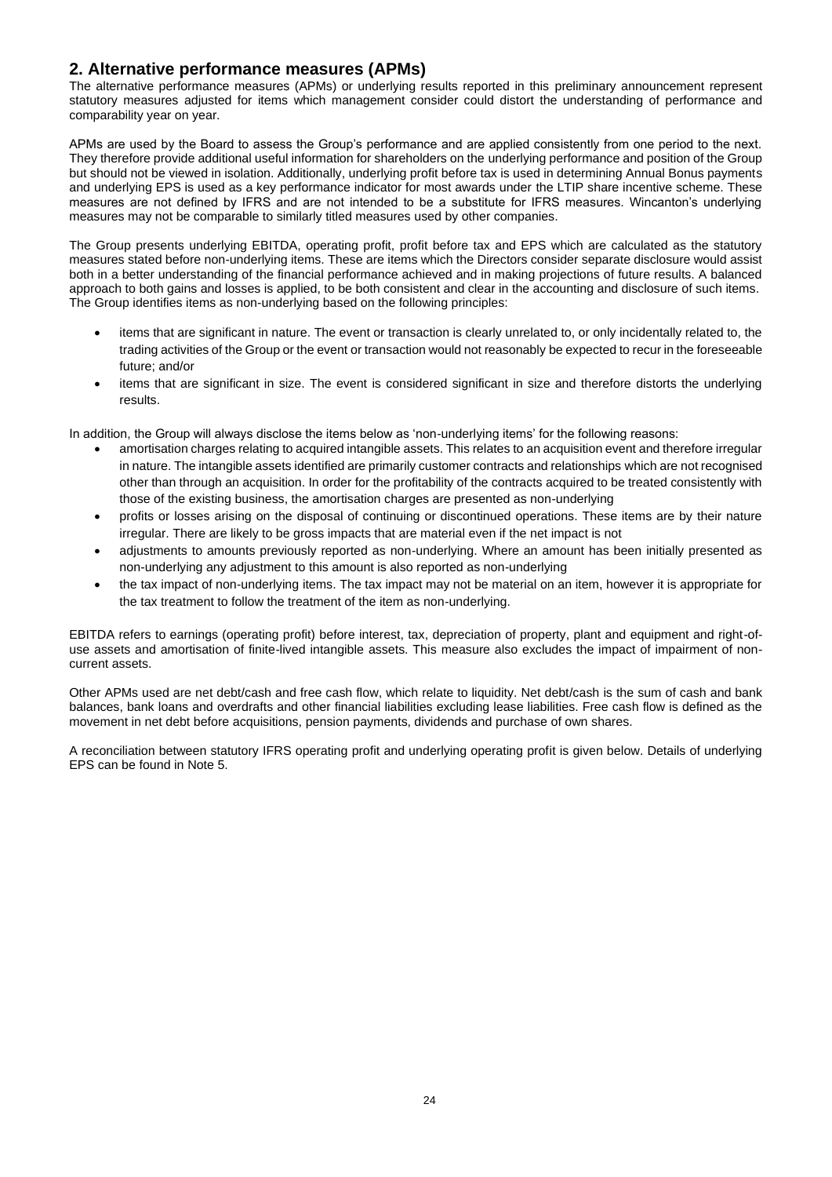## 2. Alternative performance measures (APMs)

The alternative performance measures (APMs) or underlying results reported in this preliminary announcement represent statutory measures adjusted for items which management consider could distort the understanding of performance and comparability year on year.

APMs are used by the Board to assess the Group's performance and are applied consistently from one period to the next. They therefore provide additional useful information for shareholders on the underlying performance and position of the Group but should not be viewed in isolation. Additionally, underlying profit before tax is used in determining Annual Bonus payments and underlying EPS is used as a key performance indicator for most awards under the LTIP share incentive scheme. These measures are not defined by IFRS and are not intended to be a substitute for IFRS measures. Wincanton's underlying measures may not be comparable to similarly titled measures used by other companies.

The Group presents underlying EBITDA, operating profit, profit before tax and EPS which are calculated as the statutory measures stated before non-underlying items. These are items which the Directors consider separate disclosure would assist both in a better understanding of the financial performance achieved and in making projections of future results. A balanced approach to both gains and losses is applied, to be both consistent and clear in the accounting and disclosure of such items. The Group identifies items as non-underlying based on the following principles:

- items that are significant in nature. The event or transaction is clearly unrelated to, or only incidentally related to, the trading activities of the Group or the event or transaction would not reasonably be expected to recur in the foreseeable future; and/or
- items that are significant in size. The event is considered significant in size and therefore distorts the underlying results.

In addition, the Group will always disclose the items below as 'non-underlying items' for the following reasons:

- amortisation charges relating to acquired intangible assets. This relates to an acquisition event and therefore irregular in nature. The intangible assets identified are primarily customer contracts and relationships which are not recognised other than through an acquisition. In order for the profitability of the contracts acquired to be treated consistently with those of the existing business, the amortisation charges are presented as non-underlying
- profits or losses arising on the disposal of continuing or discontinued operations. These items are by their nature irregular. There are likely to be gross impacts that are material even if the net impact is not
- adjustments to amounts previously reported as non-underlying. Where an amount has been initially presented as non-underlying any adjustment to this amount is also reported as non-underlying
- the tax impact of non-underlying items. The tax impact may not be material on an item, however it is appropriate for the tax treatment to follow the treatment of the item as non-underlying.

EBITDA refers to earnings (operating profit) before interest, tax, depreciation of property, plant and equipment and right-of-use assets and amortisation of finite-lived intangible assets. This measure also excludes the impact of impairment of non-current assets.

Other APMs used are net debt/cash and free cash flow, which relate to liquidity. Net debt/cash is the sum of cash and bank balances, bank loans and overdrafts and other financial liabilities excluding lease liabilities. Free cash flow is defined as the movement in net debt before acquisitions, pension payments, dividends and purchase of own shares.

A reconciliation between statutory IFRS operating profit and underlying operating profit is given below. Details of underlying EPS can be found in Note 5.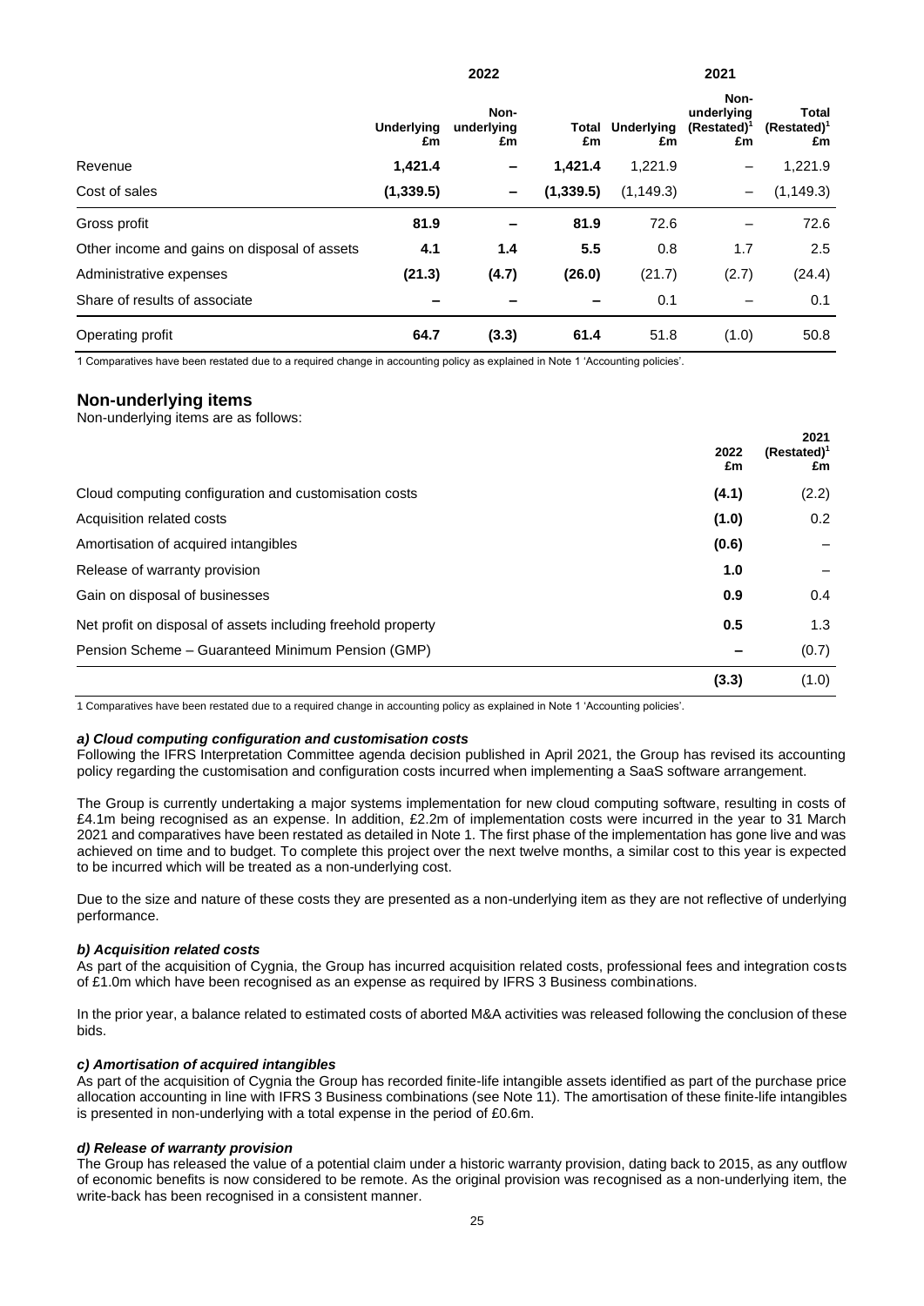| | 2022 | | | 2021 | | |
|---|---|---|---|---|---|---|
| | **Underlying £m** | **Non-underlying £m** | **Total £m** | **Underlying £m** | **Non-underlying (Restated)[1] £m** | **Total (Restated)[1] £m** |
| Revenue | **1,421.4** | **–** | **1,421.4** | 1,221.9 | – | 1,221.9 |
| Cost of sales | **(1,339.5)** | **–** | **(1,339.5)** | (1,149.3) | – | (1,149.3) |
| Gross profit | **81.9** | **–** | **81.9** | 72.6 | – | 72.6 |
| Other income and gains on disposal of assets | **4.1** | **1.4** | **5.5** | 0.8 | 1.7 | 2.5 |
| Administrative expenses | **(21.3)** | **(4.7)** | **(26.0)** | (21.7) | (2.7) | (24.4) |
| Share of results of associate | **–** | **–** | **–** | 0.1 | – | 0.1 |
| Operating profit | **64.7** | **(3.3)** | **61.4** | 51.8 | (1.0) | 50.8 |

1 Comparatives have been restated due to a required change in accounting policy as explained in Note 1 'Accounting policies'.

## Non-underlying items

Non-underlying items are as follows:

| | **2022 £m** | **2021 (Restated)[1] £m** |
|---|---|---|
| Cloud computing configuration and customisation costs | **(4.1)** | (2.2) |
| Acquisition related costs | **(1.0)** | 0.2 |
| Amortisation of acquired intangibles | **(0.6)** | – |
| Release of warranty provision | **1.0** | – |
| Gain on disposal of businesses | **0.9** | 0.4 |
| Net profit on disposal of assets including freehold property | **0.5** | 1.3 |
| Pension Scheme – Guaranteed Minimum Pension (GMP) | **–** | (0.7) |
| | **(3.3)** | (1.0) |

1 Comparatives have been restated due to a required change in accounting policy as explained in Note 1 'Accounting policies'.

#### *a) Cloud computing configuration and customisation costs*

Following the IFRS Interpretation Committee agenda decision published in April 2021, the Group has revised its accounting policy regarding the customisation and configuration costs incurred when implementing a SaaS software arrangement.

The Group is currently undertaking a major systems implementation for new cloud computing software, resulting in costs of £4.1m being recognised as an expense. In addition, £2.2m of implementation costs were incurred in the year to 31 March 2021 and comparatives have been restated as detailed in Note 1. The first phase of the implementation has gone live and was achieved on time and to budget. To complete this project over the next twelve months, a similar cost to this year is expected to be incurred which will be treated as a non-underlying cost.

Due to the size and nature of these costs they are presented as a non-underlying item as they are not reflective of underlying performance.

#### *b) Acquisition related costs*

As part of the acquisition of Cygnia, the Group has incurred acquisition related costs, professional fees and integration costs of £1.0m which have been recognised as an expense as required by IFRS 3 Business combinations.

In the prior year, a balance related to estimated costs of aborted M&A activities was released following the conclusion of these bids.

#### *c) Amortisation of acquired intangibles*

As part of the acquisition of Cygnia the Group has recorded finite-life intangible assets identified as part of the purchase price allocation accounting in line with IFRS 3 Business combinations (see Note 11). The amortisation of these finite-life intangibles is presented in non-underlying with a total expense in the period of £0.6m.

#### *d) Release of warranty provision*

The Group has released the value of a potential claim under a historic warranty provision, dating back to 2015, as any outflow of economic benefits is now considered to be remote. As the original provision was recognised as a non-underlying item, the write-back has been recognised in a consistent manner.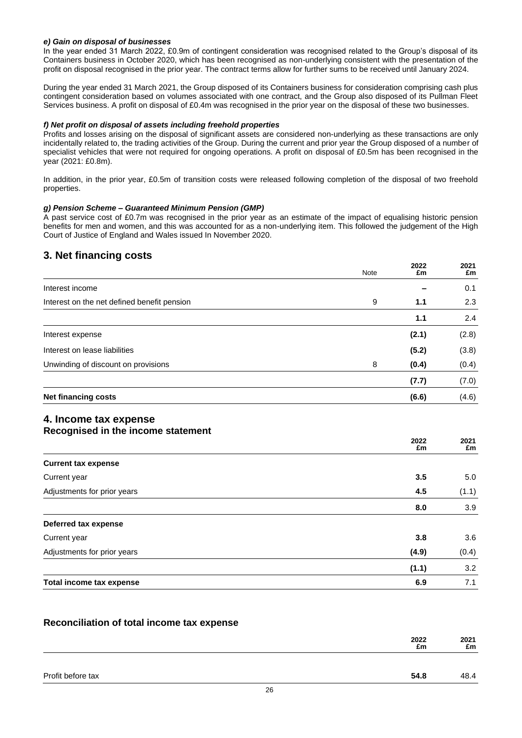***e) Gain on disposal of businesses***

In the year ended 31 March 2022, £0.9m of contingent consideration was recognised related to the Group's disposal of its Containers business in October 2020, which has been recognised as non-underlying consistent with the presentation of the profit on disposal recognised in the prior year. The contract terms allow for further sums to be received until January 2024.

During the year ended 31 March 2021, the Group disposed of its Containers business for consideration comprising cash plus contingent consideration based on volumes associated with one contract, and the Group also disposed of its Pullman Fleet Services business. A profit on disposal of £0.4m was recognised in the prior year on the disposal of these two businesses.

***f) Net profit on disposal of assets including freehold properties***

Profits and losses arising on the disposal of significant assets are considered non-underlying as these transactions are only incidentally related to, the trading activities of the Group. During the current and prior year the Group disposed of a number of specialist vehicles that were not required for ongoing operations. A profit on disposal of £0.5m has been recognised in the year (2021: £0.8m).

In addition, in the prior year, £0.5m of transition costs were released following completion of the disposal of two freehold properties.

***g) Pension Scheme – Guaranteed Minimum Pension (GMP)***

A past service cost of £0.7m was recognised in the prior year as an estimate of the impact of equalising historic pension benefits for men and women, and this was accounted for as a non-underlying item. This followed the judgement of the High Court of Justice of England and Wales issued In November 2020.

## 3. Net financing costs

| | Note | 2022 £m | 2021 £m |
|---|---|---|---|
| Interest income | | – | 0.1 |
| Interest on the net defined benefit pension | 9 | **1.1** | 2.3 |
| | | **1.1** | 2.4 |
| Interest expense | | **(2.1)** | (2.8) |
| Interest on lease liabilities | | **(5.2)** | (3.8) |
| Unwinding of discount on provisions | 8 | **(0.4)** | (0.4) |
| | | **(7.7)** | (7.0) |
| **Net financing costs** | | **(6.6)** | (4.6) |

## 4. Income tax expense

### Recognised in the income statement

| | 2022 £m | 2021 £m |
|---|---|---|
| **Current tax expense** | | |
| Current year | **3.5** | 5.0 |
| Adjustments for prior years | **4.5** | (1.1) |
| | **8.0** | 3.9 |
| **Deferred tax expense** | | |
| Current year | **3.8** | 3.6 |
| Adjustments for prior years | **(4.9)** | (0.4) |
| | **(1.1)** | 3.2 |
| **Total income tax expense** | **6.9** | 7.1 |

### Reconciliation of total income tax expense

| | 2022 £m | 2021 £m |
|---|---|---|
| Profit before tax | **54.8** | 48.4 |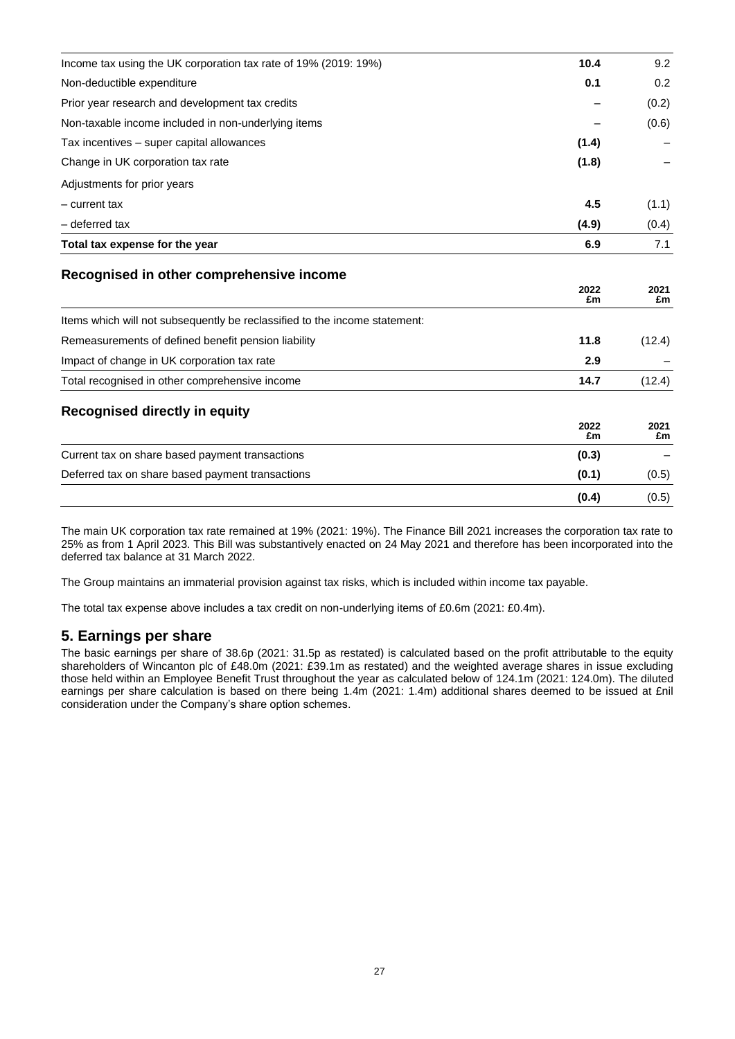| | | |
|---|---|---|
| Income tax using the UK corporation tax rate of 19% (2019: 19%) | **10.4** | 9.2 |
| Non-deductible expenditure | **0.1** | 0.2 |
| Prior year research and development tax credits | – | (0.2) |
| Non-taxable income included in non-underlying items | – | (0.6) |
| Tax incentives – super capital allowances | **(1.4)** | – |
| Change in UK corporation tax rate | **(1.8)** | – |
| Adjustments for prior years | | |
| – current tax | **4.5** | (1.1) |
| – deferred tax | **(4.9)** | (0.4) |
| **Total tax expense for the year** | **6.9** | 7.1 |

## Recognised in other comprehensive income

| | 2022 £m | 2021 £m |
|---|---|---|
| Items which will not subsequently be reclassified to the income statement: | | |
| Remeasurements of defined benefit pension liability | **11.8** | (12.4) |
| Impact of change in UK corporation tax rate | **2.9** | – |
| Total recognised in other comprehensive income | **14.7** | (12.4) |

## Recognised directly in equity

| | 2022 £m | 2021 £m |
|---|---|---|
| Current tax on share based payment transactions | **(0.3)** | – |
| Deferred tax on share based payment transactions | **(0.1)** | (0.5) |
| | **(0.4)** | (0.5) |

The main UK corporation tax rate remained at 19% (2021: 19%). The Finance Bill 2021 increases the corporation tax rate to 25% as from 1 April 2023. This Bill was substantively enacted on 24 May 2021 and therefore has been incorporated into the deferred tax balance at 31 March 2022.

The Group maintains an immaterial provision against tax risks, which is included within income tax payable.

The total tax expense above includes a tax credit on non-underlying items of £0.6m (2021: £0.4m).

## 5. Earnings per share

The basic earnings per share of 38.6p (2021: 31.5p as restated) is calculated based on the profit attributable to the equity shareholders of Wincanton plc of £48.0m (2021: £39.1m as restated) and the weighted average shares in issue excluding those held within an Employee Benefit Trust throughout the year as calculated below of 124.1m (2021: 124.0m). The diluted earnings per share calculation is based on there being 1.4m (2021: 1.4m) additional shares deemed to be issued at £nil consideration under the Company's share option schemes.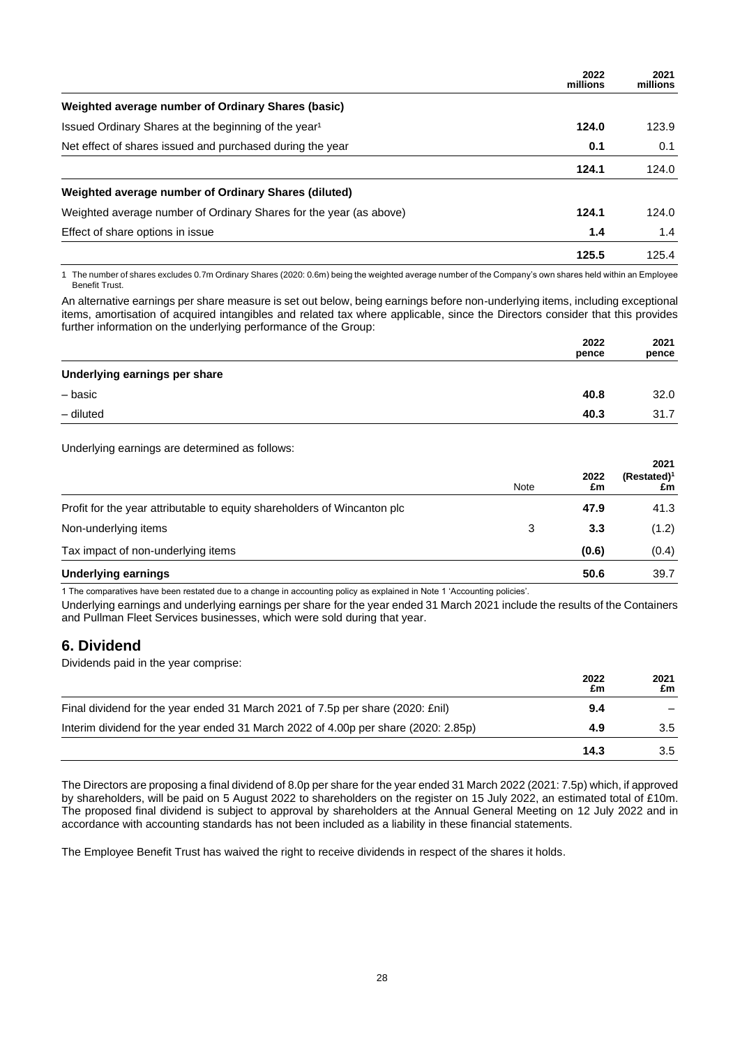| | 2022 millions | 2021 millions |
|---|---|---|
| **Weighted average number of Ordinary Shares (basic)** | | |
| Issued Ordinary Shares at the beginning of the year[1] | **124.0** | 123.9 |
| Net effect of shares issued and purchased during the year | **0.1** | 0.1 |
| | **124.1** | 124.0 |
| **Weighted average number of Ordinary Shares (diluted)** | | |
| Weighted average number of Ordinary Shares for the year (as above) | **124.1** | 124.0 |
| Effect of share options in issue | **1.4** | 1.4 |
| | **125.5** | 125.4 |

1 The number of shares excludes 0.7m Ordinary Shares (2020: 0.6m) being the weighted average number of the Company's own shares held within an Employee Benefit Trust.

An alternative earnings per share measure is set out below, being earnings before non-underlying items, including exceptional items, amortisation of acquired intangibles and related tax where applicable, since the Directors consider that this provides further information on the underlying performance of the Group:

| | 2022 pence | 2021 pence |
|---|---|---|
| **Underlying earnings per share** | | |
| – basic | **40.8** | 32.0 |
| – diluted | **40.3** | 31.7 |

Underlying earnings are determined as follows:

| | Note | 2022 £m | 2021 (Restated)[1] £m |
|---|---|---|---|
| Profit for the year attributable to equity shareholders of Wincanton plc | | **47.9** | 41.3 |
| Non-underlying items | 3 | **3.3** | (1.2) |
| Tax impact of non-underlying items | | **(0.6)** | (0.4) |
| **Underlying earnings** | | **50.6** | 39.7 |

1 The comparatives have been restated due to a change in accounting policy as explained in Note 1 'Accounting policies'.

Underlying earnings and underlying earnings per share for the year ended 31 March 2021 include the results of the Containers and Pullman Fleet Services businesses, which were sold during that year.

## 6. Dividend

Dividends paid in the year comprise:

| | 2022 £m | 2021 £m |
|---|---|---|
| Final dividend for the year ended 31 March 2021 of 7.5p per share (2020: £nil) | **9.4** | – |
| Interim dividend for the year ended 31 March 2022 of 4.00p per share (2020: 2.85p) | **4.9** | 3.5 |
| | **14.3** | 3.5 |

The Directors are proposing a final dividend of 8.0p per share for the year ended 31 March 2022 (2021: 7.5p) which, if approved by shareholders, will be paid on 5 August 2022 to shareholders on the register on 15 July 2022, an estimated total of £10m. The proposed final dividend is subject to approval by shareholders at the Annual General Meeting on 12 July 2022 and in accordance with accounting standards has not been included as a liability in these financial statements.

The Employee Benefit Trust has waived the right to receive dividends in respect of the shares it holds.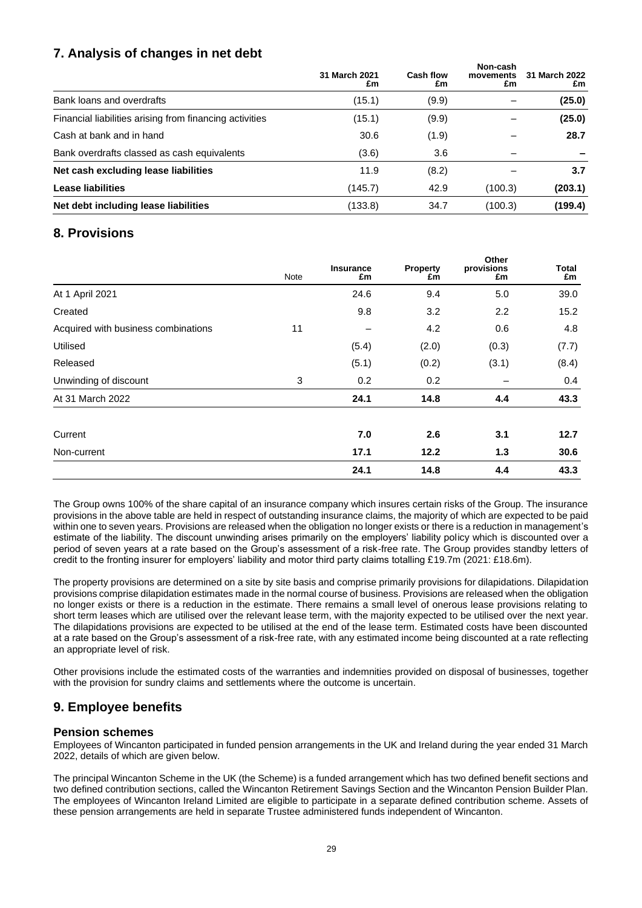## 7. Analysis of changes in net debt

| | 31 March 2021 £m | Cash flow £m | Non-cash movements £m | 31 March 2022 £m |
|---|---|---|---|---|
| Bank loans and overdrafts | (15.1) | (9.9) | – | **(25.0)** |
| Financial liabilities arising from financing activities | (15.1) | (9.9) | – | **(25.0)** |
| Cash at bank and in hand | 30.6 | (1.9) | – | **28.7** |
| Bank overdrafts classed as cash equivalents | (3.6) | 3.6 | – | **–** |
| **Net cash excluding lease liabilities** | 11.9 | (8.2) | – | **3.7** |
| **Lease liabilities** | (145.7) | 42.9 | (100.3) | **(203.1)** |
| **Net debt including lease liabilities** | (133.8) | 34.7 | (100.3) | **(199.4)** |

## 8. Provisions

| | Note | Insurance £m | Property £m | Other provisions £m | Total £m |
|---|---|---|---|---|---|
| At 1 April 2021 | | 24.6 | 9.4 | 5.0 | 39.0 |
| Created | | 9.8 | 3.2 | 2.2 | 15.2 |
| Acquired with business combinations | 11 | – | 4.2 | 0.6 | 4.8 |
| Utilised | | (5.4) | (2.0) | (0.3) | (7.7) |
| Released | | (5.1) | (0.2) | (3.1) | (8.4) |
| Unwinding of discount | 3 | 0.2 | 0.2 | – | 0.4 |
| At 31 March 2022 | | **24.1** | **14.8** | **4.4** | **43.3** |
| | | | | | |
| Current | | **7.0** | **2.6** | **3.1** | **12.7** |
| Non-current | | **17.1** | **12.2** | **1.3** | **30.6** |
| | | **24.1** | **14.8** | **4.4** | **43.3** |

The Group owns 100% of the share capital of an insurance company which insures certain risks of the Group. The insurance provisions in the above table are held in respect of outstanding insurance claims, the majority of which are expected to be paid within one to seven years. Provisions are released when the obligation no longer exists or there is a reduction in management's estimate of the liability. The discount unwinding arises primarily on the employers' liability policy which is discounted over a period of seven years at a rate based on the Group's assessment of a risk-free rate. The Group provides standby letters of credit to the fronting insurer for employers' liability and motor third party claims totalling £19.7m (2021: £18.6m).

The property provisions are determined on a site by site basis and comprise primarily provisions for dilapidations. Dilapidation provisions comprise dilapidation estimates made in the normal course of business. Provisions are released when the obligation no longer exists or there is a reduction in the estimate. There remains a small level of onerous lease provisions relating to short term leases which are utilised over the relevant lease term, with the majority expected to be utilised over the next year. The dilapidations provisions are expected to be utilised at the end of the lease term. Estimated costs have been discounted at a rate based on the Group's assessment of a risk-free rate, with any estimated income being discounted at a rate reflecting an appropriate level of risk.

Other provisions include the estimated costs of the warranties and indemnities provided on disposal of businesses, together with the provision for sundry claims and settlements where the outcome is uncertain.

## 9. Employee benefits

### Pension schemes

Employees of Wincanton participated in funded pension arrangements in the UK and Ireland during the year ended 31 March 2022, details of which are given below.

The principal Wincanton Scheme in the UK (the Scheme) is a funded arrangement which has two defined benefit sections and two defined contribution sections, called the Wincanton Retirement Savings Section and the Wincanton Pension Builder Plan. The employees of Wincanton Ireland Limited are eligible to participate in a separate defined contribution scheme. Assets of these pension arrangements are held in separate Trustee administered funds independent of Wincanton.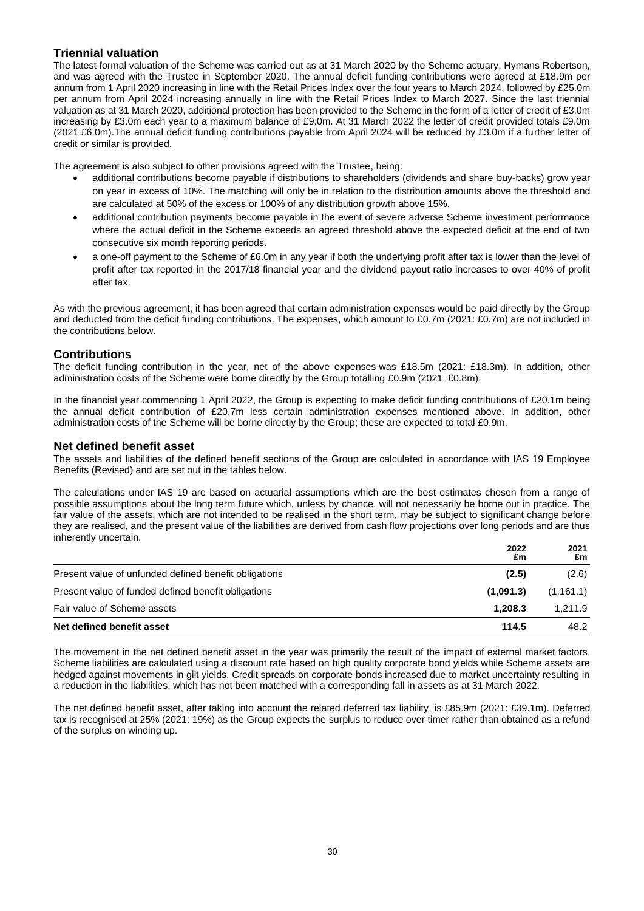## Triennial valuation

The latest formal valuation of the Scheme was carried out as at 31 March 2020 by the Scheme actuary, Hymans Robertson, and was agreed with the Trustee in September 2020. The annual deficit funding contributions were agreed at £18.9m per annum from 1 April 2020 increasing in line with the Retail Prices Index over the four years to March 2024, followed by £25.0m per annum from April 2024 increasing annually in line with the Retail Prices Index to March 2027. Since the last triennial valuation as at 31 March 2020, additional protection has been provided to the Scheme in the form of a letter of credit of £3.0m increasing by £3.0m each year to a maximum balance of £9.0m. At 31 March 2022 the letter of credit provided totals £9.0m (2021:£6.0m).The annual deficit funding contributions payable from April 2024 will be reduced by £3.0m if a further letter of credit or similar is provided.

The agreement is also subject to other provisions agreed with the Trustee, being:

- additional contributions become payable if distributions to shareholders (dividends and share buy-backs) grow year on year in excess of 10%. The matching will only be in relation to the distribution amounts above the threshold and are calculated at 50% of the excess or 100% of any distribution growth above 15%.
- additional contribution payments become payable in the event of severe adverse Scheme investment performance where the actual deficit in the Scheme exceeds an agreed threshold above the expected deficit at the end of two consecutive six month reporting periods.
- a one-off payment to the Scheme of £6.0m in any year if both the underlying profit after tax is lower than the level of profit after tax reported in the 2017/18 financial year and the dividend payout ratio increases to over 40% of profit after tax.

As with the previous agreement, it has been agreed that certain administration expenses would be paid directly by the Group and deducted from the deficit funding contributions. The expenses, which amount to £0.7m (2021: £0.7m) are not included in the contributions below.

## Contributions

The deficit funding contribution in the year, net of the above expenses was £18.5m (2021: £18.3m). In addition, other administration costs of the Scheme were borne directly by the Group totalling £0.9m (2021: £0.8m).

In the financial year commencing 1 April 2022, the Group is expecting to make deficit funding contributions of £20.1m being the annual deficit contribution of £20.7m less certain administration expenses mentioned above. In addition, other administration costs of the Scheme will be borne directly by the Group; these are expected to total £0.9m.

## Net defined benefit asset

The assets and liabilities of the defined benefit sections of the Group are calculated in accordance with IAS 19 Employee Benefits (Revised) and are set out in the tables below.

The calculations under IAS 19 are based on actuarial assumptions which are the best estimates chosen from a range of possible assumptions about the long term future which, unless by chance, will not necessarily be borne out in practice. The fair value of the assets, which are not intended to be realised in the short term, may be subject to significant change before they are realised, and the present value of the liabilities are derived from cash flow projections over long periods and are thus inherently uncertain.

| | 2022 £m | 2021 £m |
|---|---|---|
| Present value of unfunded defined benefit obligations | **(2.5)** | (2.6) |
| Present value of funded defined benefit obligations | **(1,091.3)** | (1,161.1) |
| Fair value of Scheme assets | **1,208.3** | 1,211.9 |
| **Net defined benefit asset** | **114.5** | 48.2 |

The movement in the net defined benefit asset in the year was primarily the result of the impact of external market factors. Scheme liabilities are calculated using a discount rate based on high quality corporate bond yields while Scheme assets are hedged against movements in gilt yields. Credit spreads on corporate bonds increased due to market uncertainty resulting in a reduction in the liabilities, which has not been matched with a corresponding fall in assets as at 31 March 2022.

The net defined benefit asset, after taking into account the related deferred tax liability, is £85.9m (2021: £39.1m). Deferred tax is recognised at 25% (2021: 19%) as the Group expects the surplus to reduce over timer rather than obtained as a refund of the surplus on winding up.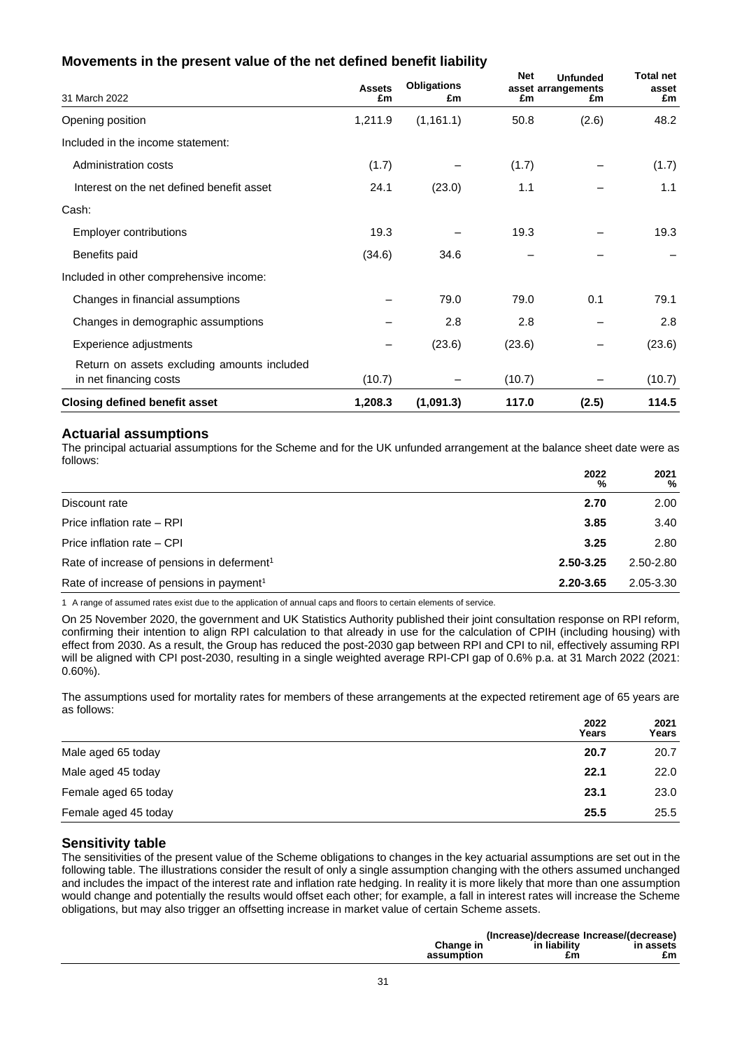## Movements in the present value of the net defined benefit liability

| 31 March 2022 | Assets £m | Obligations £m | Net asset £m | Unfunded arrangements £m | Total net asset £m |
|---|---|---|---|---|---|
| Opening position | 1,211.9 | (1,161.1) | 50.8 | (2.6) | 48.2 |
| Included in the income statement: | | | | | |
| Administration costs | (1.7) | – | (1.7) | – | (1.7) |
| Interest on the net defined benefit asset | 24.1 | (23.0) | 1.1 | – | 1.1 |
| Cash: | | | | | |
| Employer contributions | 19.3 | – | 19.3 | – | 19.3 |
| Benefits paid | (34.6) | 34.6 | – | – | – |
| Included in other comprehensive income: | | | | | |
| Changes in financial assumptions | – | 79.0 | 79.0 | 0.1 | 79.1 |
| Changes in demographic assumptions | – | 2.8 | 2.8 | – | 2.8 |
| Experience adjustments | – | (23.6) | (23.6) | – | (23.6) |
| Return on assets excluding amounts included in net financing costs | (10.7) | – | (10.7) | – | (10.7) |
| **Closing defined benefit asset** | **1,208.3** | **(1,091.3)** | **117.0** | **(2.5)** | **114.5** |

## Actuarial assumptions

The principal actuarial assumptions for the Scheme and for the UK unfunded arrangement at the balance sheet date were as follows:

| | 2022 % | 2021 % |
|---|---|---|
| Discount rate | **2.70** | 2.00 |
| Price inflation rate – RPI | **3.85** | 3.40 |
| Price inflation rate – CPI | **3.25** | 2.80 |
| Rate of increase of pensions in deferment[1] | **2.50-3.25** | 2.50-2.80 |
| Rate of increase of pensions in payment[1] | **2.20-3.65** | 2.05-3.30 |

1 A range of assumed rates exist due to the application of annual caps and floors to certain elements of service.

On 25 November 2020, the government and UK Statistics Authority published their joint consultation response on RPI reform, confirming their intention to align RPI calculation to that already in use for the calculation of CPIH (including housing) with effect from 2030. As a result, the Group has reduced the post-2030 gap between RPI and CPI to nil, effectively assuming RPI will be aligned with CPI post-2030, resulting in a single weighted average RPI-CPI gap of 0.6% p.a. at 31 March 2022 (2021: 0.60%).

The assumptions used for mortality rates for members of these arrangements at the expected retirement age of 65 years are as follows:

| | 2022 Years | 2021 Years |
|---|---|---|
| Male aged 65 today | **20.7** | 20.7 |
| Male aged 45 today | **22.1** | 22.0 |
| Female aged 65 today | **23.1** | 23.0 |
| Female aged 45 today | **25.5** | 25.5 |

## Sensitivity table

The sensitivities of the present value of the Scheme obligations to changes in the key actuarial assumptions are set out in the following table. The illustrations consider the result of only a single assumption changing with the others assumed unchanged and includes the impact of the interest rate and inflation rate hedging. In reality it is more likely that more than one assumption would change and potentially the results would offset each other; for example, a fall in interest rates will increase the Scheme obligations, but may also trigger an offsetting increase in market value of certain Scheme assets.

| | Change in assumption | (Increase)/decrease in liability £m | Increase/(decrease) in assets £m |
|---|---|---|---|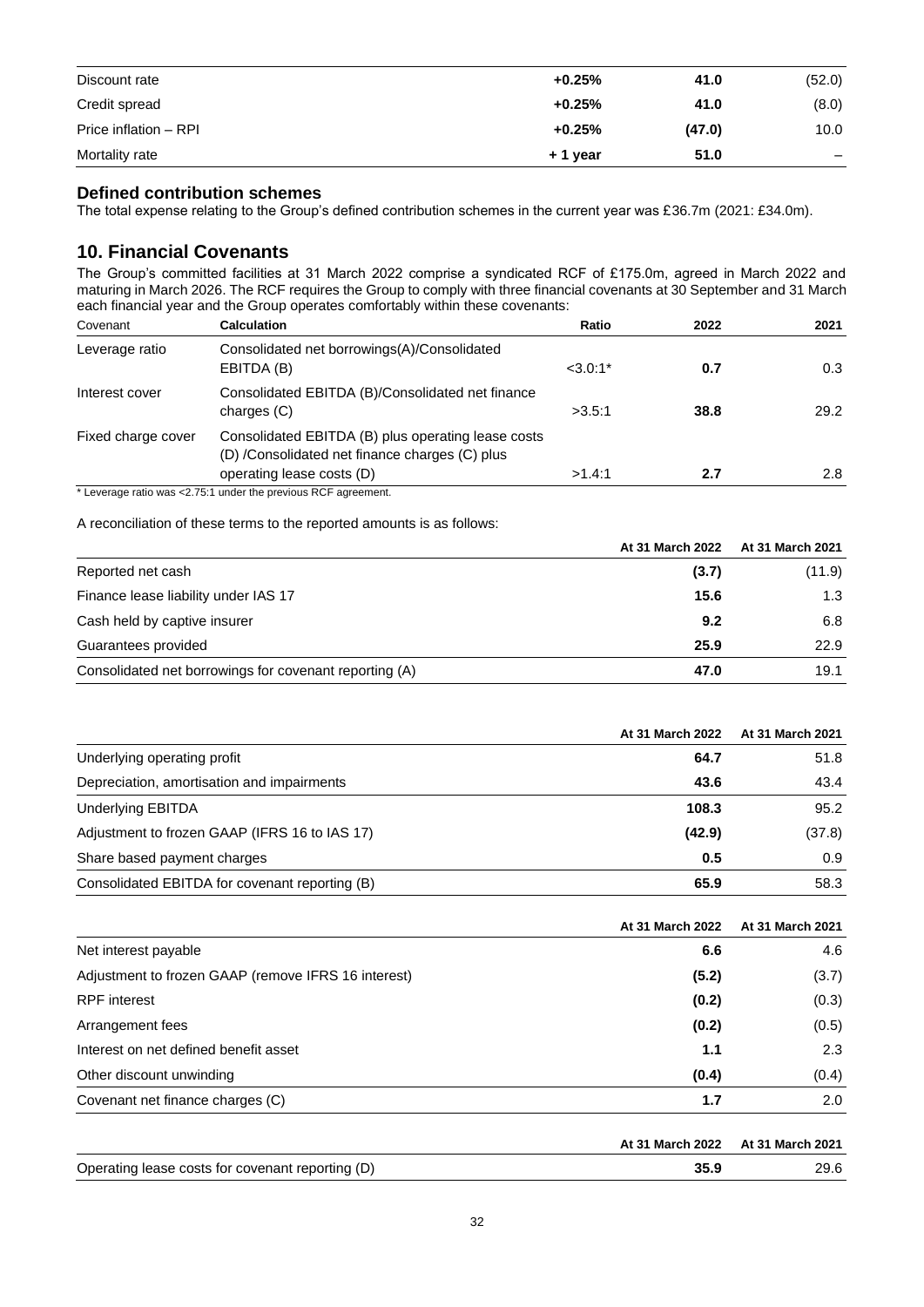| | | | |
|---|---|---|---|
| Discount rate | **+0.25%** | **41.0** | (52.0) |
| Credit spread | **+0.25%** | **41.0** | (8.0) |
| Price inflation – RPI | **+0.25%** | **(47.0)** | 10.0 |
| Mortality rate | **+ 1 year** | **51.0** | – |

## Defined contribution schemes

The total expense relating to the Group's defined contribution schemes in the current year was £36.7m (2021: £34.0m).

## 10. Financial Covenants

The Group's committed facilities at 31 March 2022 comprise a syndicated RCF of £175.0m, agreed in March 2022 and maturing in March 2026. The RCF requires the Group to comply with three financial covenants at 30 September and 31 March each financial year and the Group operates comfortably within these covenants:

| Covenant | Calculation | Ratio | 2022 | 2021 |
|---|---|---|---|---|
| Leverage ratio | Consolidated net borrowings(A)/Consolidated EBITDA (B) | <3.0:1* | **0.7** | 0.3 |
| Interest cover | Consolidated EBITDA (B)/Consolidated net finance charges (C) | >3.5:1 | **38.8** | 29.2 |
| Fixed charge cover | Consolidated EBITDA (B) plus operating lease costs (D) /Consolidated net finance charges (C) plus operating lease costs (D) | >1.4:1 | **2.7** | 2.8 |

* Leverage ratio was <2.75:1 under the previous RCF agreement.

A reconciliation of these terms to the reported amounts is as follows:

| | At 31 March 2022 | At 31 March 2021 |
|---|---|---|
| Reported net cash | **(3.7)** | (11.9) |
| Finance lease liability under IAS 17 | **15.6** | 1.3 |
| Cash held by captive insurer | **9.2** | 6.8 |
| Guarantees provided | **25.9** | 22.9 |
| Consolidated net borrowings for covenant reporting (A) | **47.0** | 19.1 |

| | At 31 March 2022 | At 31 March 2021 |
|---|---|---|
| Underlying operating profit | **64.7** | 51.8 |
| Depreciation, amortisation and impairments | **43.6** | 43.4 |
| Underlying EBITDA | **108.3** | 95.2 |
| Adjustment to frozen GAAP (IFRS 16 to IAS 17) | **(42.9)** | (37.8) |
| Share based payment charges | **0.5** | 0.9 |
| Consolidated EBITDA for covenant reporting (B) | **65.9** | 58.3 |

| | At 31 March 2022 | At 31 March 2021 |
|---|---|---|
| Net interest payable | **6.6** | 4.6 |
| Adjustment to frozen GAAP (remove IFRS 16 interest) | **(5.2)** | (3.7) |
| RPF interest | **(0.2)** | (0.3) |
| Arrangement fees | **(0.2)** | (0.5) |
| Interest on net defined benefit asset | **1.1** | 2.3 |
| Other discount unwinding | **(0.4)** | (0.4) |
| Covenant net finance charges (C) | **1.7** | 2.0 |

| | At 31 March 2022 | At 31 March 2021 |
|---|---|---|
| Operating lease costs for covenant reporting (D) | **35.9** | 29.6 |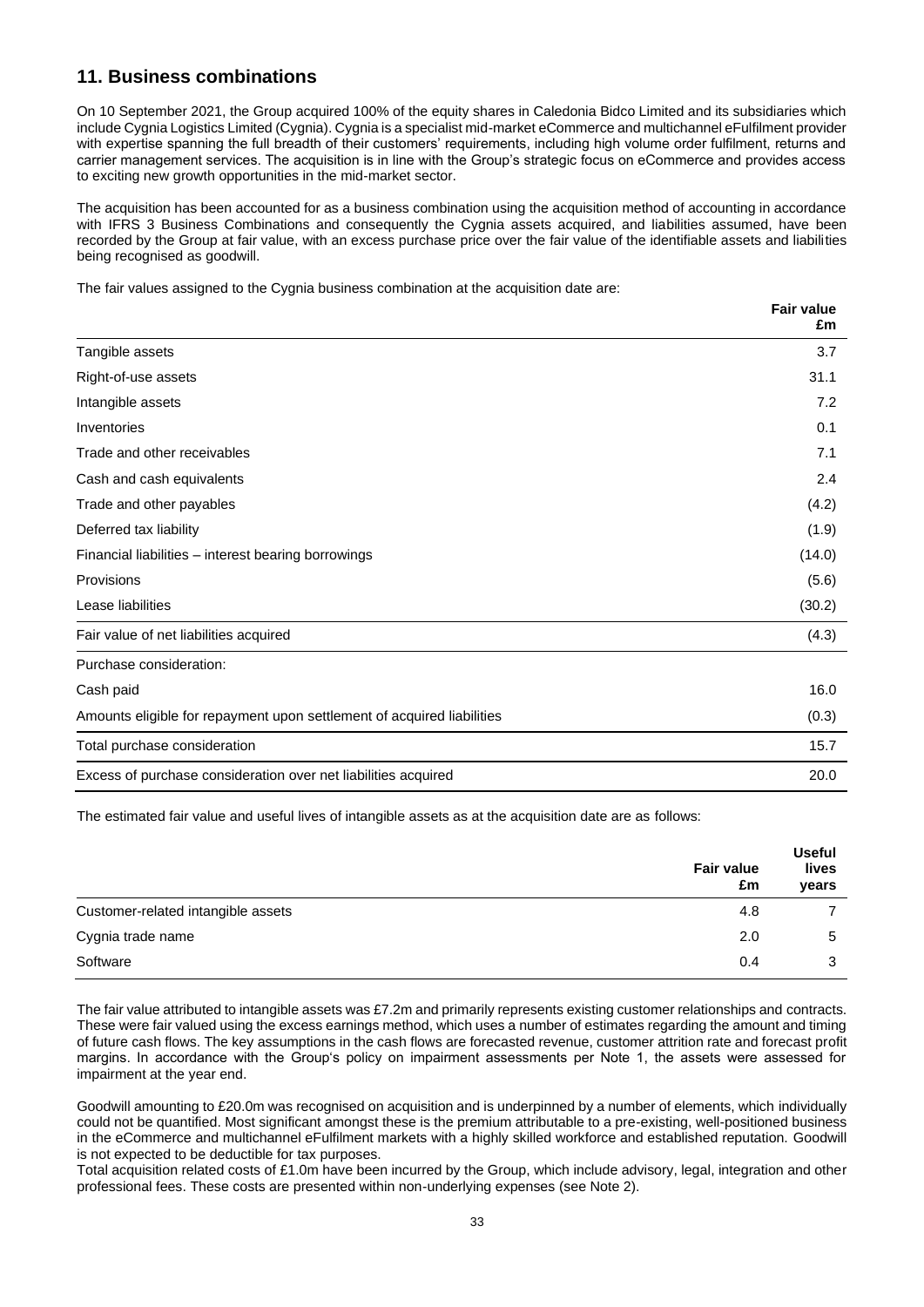## 11. Business combinations

On 10 September 2021, the Group acquired 100% of the equity shares in Caledonia Bidco Limited and its subsidiaries which include Cygnia Logistics Limited (Cygnia). Cygnia is a specialist mid-market eCommerce and multichannel eFulfilment provider with expertise spanning the full breadth of their customers' requirements, including high volume order fulfilment, returns and carrier management services. The acquisition is in line with the Group's strategic focus on eCommerce and provides access to exciting new growth opportunities in the mid-market sector.

The acquisition has been accounted for as a business combination using the acquisition method of accounting in accordance with IFRS 3 Business Combinations and consequently the Cygnia assets acquired, and liabilities assumed, have been recorded by the Group at fair value, with an excess purchase price over the fair value of the identifiable assets and liabilities being recognised as goodwill.

The fair values assigned to the Cygnia business combination at the acquisition date are:

| | Fair value £m |
|---|---|
| Tangible assets | 3.7 |
| Right-of-use assets | 31.1 |
| Intangible assets | 7.2 |
| Inventories | 0.1 |
| Trade and other receivables | 7.1 |
| Cash and cash equivalents | 2.4 |
| Trade and other payables | (4.2) |
| Deferred tax liability | (1.9) |
| Financial liabilities – interest bearing borrowings | (14.0) |
| Provisions | (5.6) |
| Lease liabilities | (30.2) |
| Fair value of net liabilities acquired | (4.3) |
| Purchase consideration: | |
| Cash paid | 16.0 |
| Amounts eligible for repayment upon settlement of acquired liabilities | (0.3) |
| Total purchase consideration | 15.7 |
| Excess of purchase consideration over net liabilities acquired | 20.0 |

The estimated fair value and useful lives of intangible assets as at the acquisition date are as follows:

| | Fair value £m | Useful lives years |
|---|---|---|
| Customer-related intangible assets | 4.8 | 7 |
| Cygnia trade name | 2.0 | 5 |
| Software | 0.4 | 3 |

The fair value attributed to intangible assets was £7.2m and primarily represents existing customer relationships and contracts. These were fair valued using the excess earnings method, which uses a number of estimates regarding the amount and timing of future cash flows. The key assumptions in the cash flows are forecasted revenue, customer attrition rate and forecast profit margins. In accordance with the Group's policy on impairment assessments per Note 1, the assets were assessed for impairment at the year end.

Goodwill amounting to £20.0m was recognised on acquisition and is underpinned by a number of elements, which individually could not be quantified. Most significant amongst these is the premium attributable to a pre-existing, well-positioned business in the eCommerce and multichannel eFulfilment markets with a highly skilled workforce and established reputation. Goodwill is not expected to be deductible for tax purposes.

Total acquisition related costs of £1.0m have been incurred by the Group, which include advisory, legal, integration and other professional fees. These costs are presented within non-underlying expenses (see Note 2).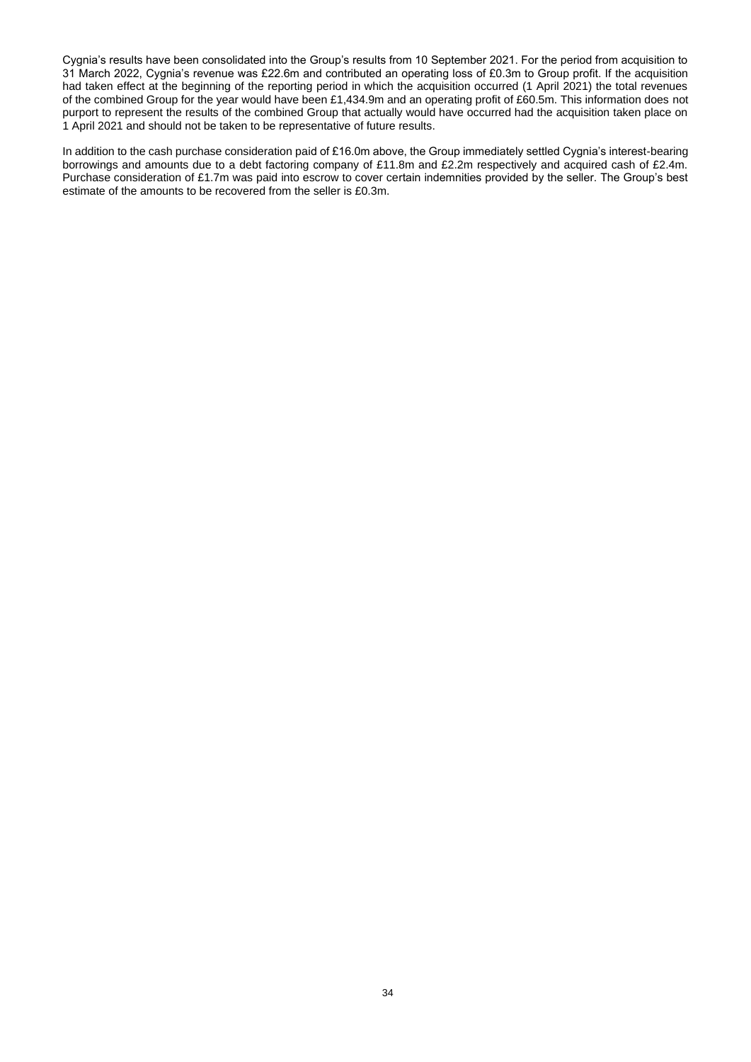Cygnia's results have been consolidated into the Group's results from 10 September 2021. For the period from acquisition to 31 March 2022, Cygnia's revenue was £22.6m and contributed an operating loss of £0.3m to Group profit. If the acquisition had taken effect at the beginning of the reporting period in which the acquisition occurred (1 April 2021) the total revenues of the combined Group for the year would have been £1,434.9m and an operating profit of £60.5m. This information does not purport to represent the results of the combined Group that actually would have occurred had the acquisition taken place on 1 April 2021 and should not be taken to be representative of future results.

In addition to the cash purchase consideration paid of £16.0m above, the Group immediately settled Cygnia's interest-bearing borrowings and amounts due to a debt factoring company of £11.8m and £2.2m respectively and acquired cash of £2.4m. Purchase consideration of £1.7m was paid into escrow to cover certain indemnities provided by the seller. The Group's best estimate of the amounts to be recovered from the seller is £0.3m.